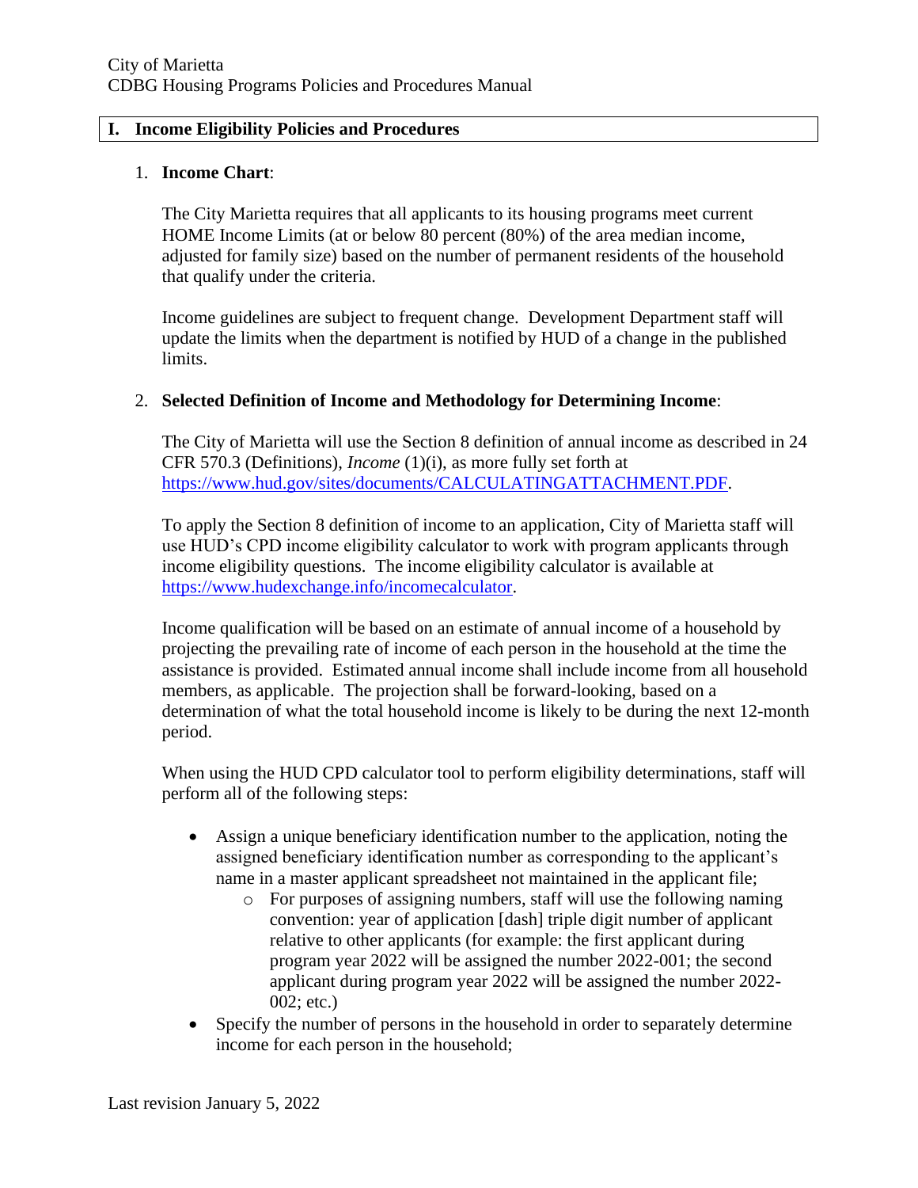# I. Income Eligibility Policies and Procedures

1. **Income Chart**:

   The City Marietta requires that all applicants to its housing programs meet current HOME Income Limits (at or below 80 percent (80%) of the area median income, adjusted for family size) based on the number of permanent residents of the household that qualify under the criteria.

   Income guidelines are subject to frequent change. Development Department staff will update the limits when the department is notified by HUD of a change in the published limits.

2. **Selected Definition of Income and Methodology for Determining Income**:

   The City of Marietta will use the Section 8 definition of annual income as described in 24 CFR 570.3 (Definitions), *Income* (1)(i), as more fully set forth at https://www.hud.gov/sites/documents/CALCULATINGATTACHMENT.PDF.

   To apply the Section 8 definition of income to an application, City of Marietta staff will use HUD's CPD income eligibility calculator to work with program applicants through income eligibility questions. The income eligibility calculator is available at https://www.hudexchange.info/incomecalculator.

   Income qualification will be based on an estimate of annual income of a household by projecting the prevailing rate of income of each person in the household at the time the assistance is provided. Estimated annual income shall include income from all household members, as applicable. The projection shall be forward-looking, based on a determination of what the total household income is likely to be during the next 12-month period.

   When using the HUD CPD calculator tool to perform eligibility determinations, staff will perform all of the following steps:

   - Assign a unique beneficiary identification number to the application, noting the assigned beneficiary identification number as corresponding to the applicant's name in a master applicant spreadsheet not maintained in the applicant file;
     - For purposes of assigning numbers, staff will use the following naming convention: year of application [dash] triple digit number of applicant relative to other applicants (for example: the first applicant during program year 2022 will be assigned the number 2022-001; the second applicant during program year 2022 will be assigned the number 2022-002; etc.)
   - Specify the number of persons in the household in order to separately determine income for each person in the household;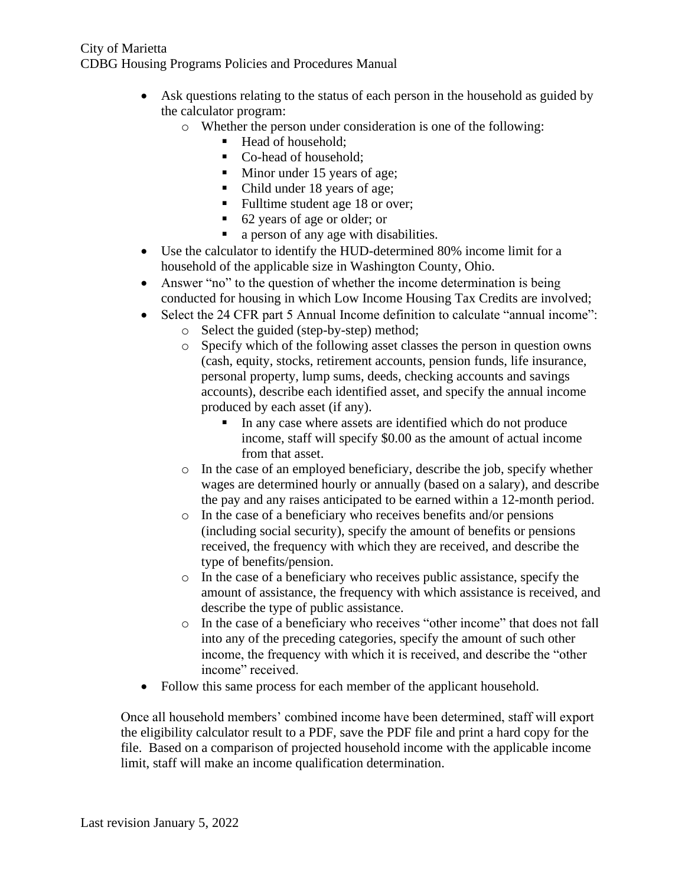- Ask questions relating to the status of each person in the household as guided by the calculator program:
  - Whether the person under consideration is one of the following:
    - Head of household;
    - Co-head of household;
    - Minor under 15 years of age;
    - Child under 18 years of age;
    - Fulltime student age 18 or over;
    - 62 years of age or older; or
    - a person of any age with disabilities.
- Use the calculator to identify the HUD-determined 80% income limit for a household of the applicable size in Washington County, Ohio.
- Answer "no" to the question of whether the income determination is being conducted for housing in which Low Income Housing Tax Credits are involved;
- Select the 24 CFR part 5 Annual Income definition to calculate "annual income":
  - Select the guided (step-by-step) method;
  - Specify which of the following asset classes the person in question owns (cash, equity, stocks, retirement accounts, pension funds, life insurance, personal property, lump sums, deeds, checking accounts and savings accounts), describe each identified asset, and specify the annual income produced by each asset (if any).
    - In any case where assets are identified which do not produce income, staff will specify $0.00 as the amount of actual income from that asset.
  - In the case of an employed beneficiary, describe the job, specify whether wages are determined hourly or annually (based on a salary), and describe the pay and any raises anticipated to be earned within a 12-month period.
  - In the case of a beneficiary who receives benefits and/or pensions (including social security), specify the amount of benefits or pensions received, the frequency with which they are received, and describe the type of benefits/pension.
  - In the case of a beneficiary who receives public assistance, specify the amount of assistance, the frequency with which assistance is received, and describe the type of public assistance.
  - In the case of a beneficiary who receives "other income" that does not fall into any of the preceding categories, specify the amount of such other income, the frequency with which it is received, and describe the "other income" received.
- Follow this same process for each member of the applicant household.

Once all household members' combined income have been determined, staff will export the eligibility calculator result to a PDF, save the PDF file and print a hard copy for the file. Based on a comparison of projected household income with the applicable income limit, staff will make an income qualification determination.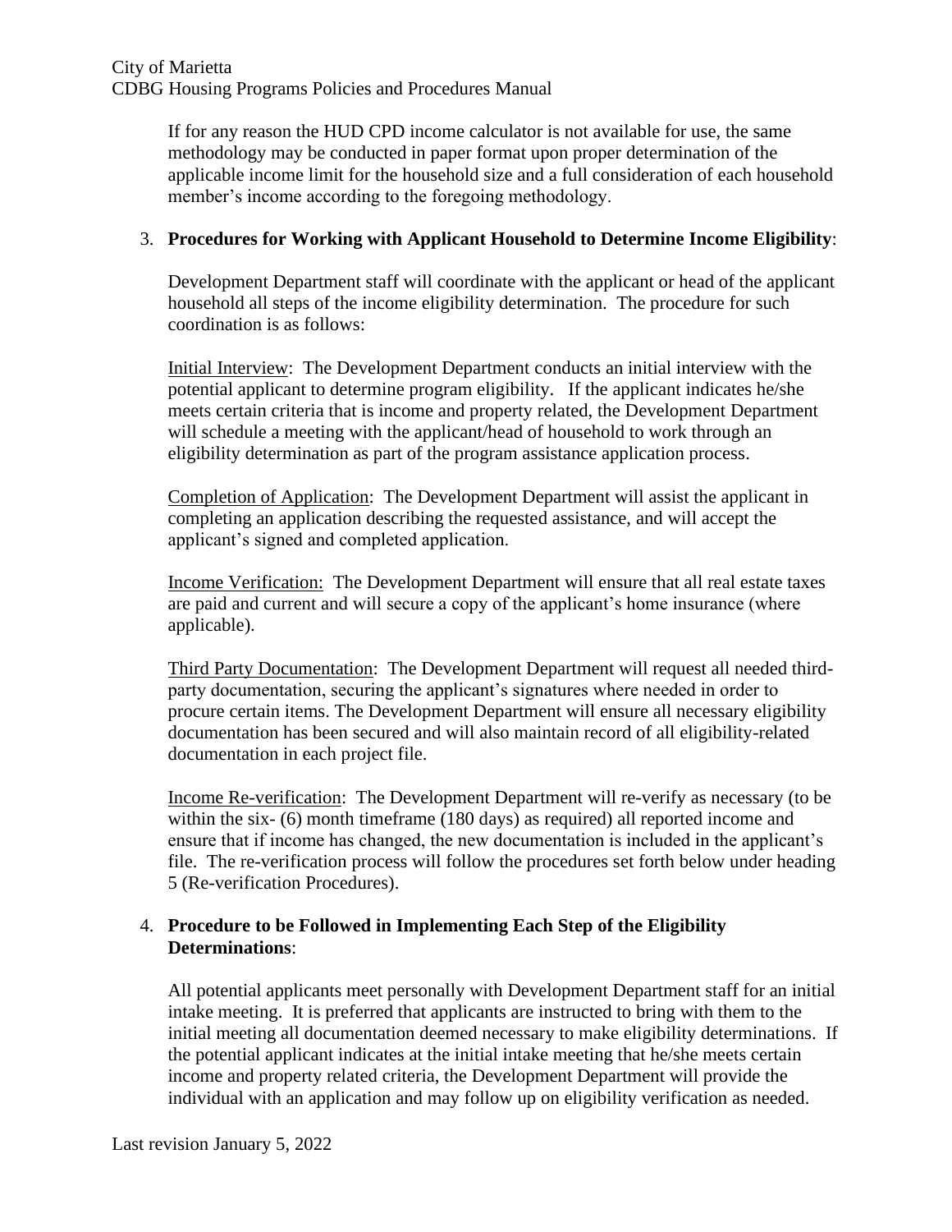If for any reason the HUD CPD income calculator is not available for use, the same methodology may be conducted in paper format upon proper determination of the applicable income limit for the household size and a full consideration of each household member's income according to the foregoing methodology.

3. **Procedures for Working with Applicant Household to Determine Income Eligibility**:

   Development Department staff will coordinate with the applicant or head of the applicant household all steps of the income eligibility determination. The procedure for such coordination is as follows:

   Initial Interview: The Development Department conducts an initial interview with the potential applicant to determine program eligibility. If the applicant indicates he/she meets certain criteria that is income and property related, the Development Department will schedule a meeting with the applicant/head of household to work through an eligibility determination as part of the program assistance application process.

   Completion of Application: The Development Department will assist the applicant in completing an application describing the requested assistance, and will accept the applicant's signed and completed application.

   Income Verification: The Development Department will ensure that all real estate taxes are paid and current and will secure a copy of the applicant's home insurance (where applicable).

   Third Party Documentation: The Development Department will request all needed third-party documentation, securing the applicant's signatures where needed in order to procure certain items. The Development Department will ensure all necessary eligibility documentation has been secured and will also maintain record of all eligibility-related documentation in each project file.

   Income Re-verification: The Development Department will re-verify as necessary (to be within the six- (6) month timeframe (180 days) as required) all reported income and ensure that if income has changed, the new documentation is included in the applicant's file. The re-verification process will follow the procedures set forth below under heading 5 (Re-verification Procedures).

4. **Procedure to be Followed in Implementing Each Step of the Eligibility Determinations**:

   All potential applicants meet personally with Development Department staff for an initial intake meeting. It is preferred that applicants are instructed to bring with them to the initial meeting all documentation deemed necessary to make eligibility determinations. If the potential applicant indicates at the initial intake meeting that he/she meets certain income and property related criteria, the Development Department will provide the individual with an application and may follow up on eligibility verification as needed.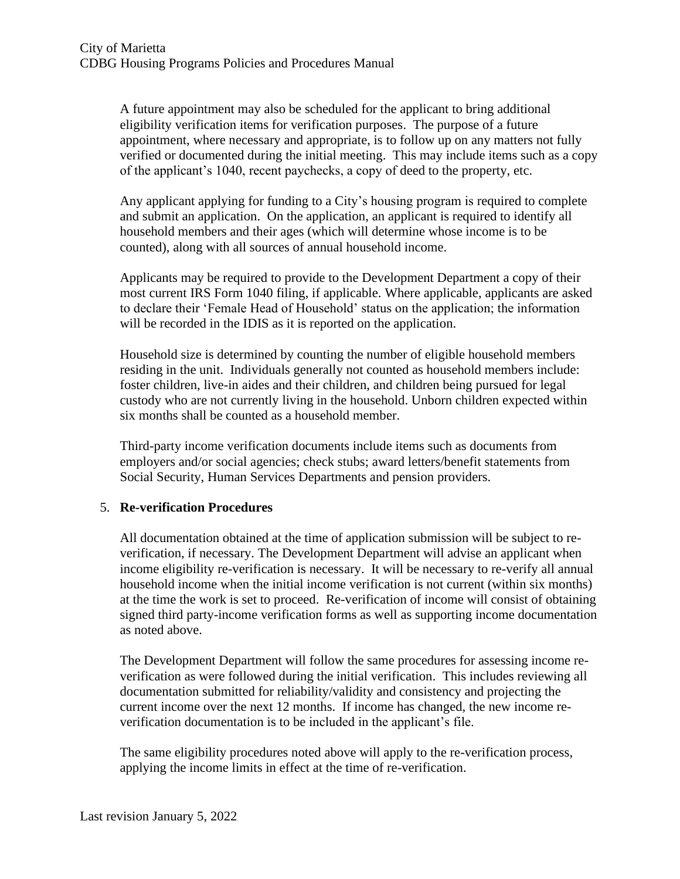A future appointment may also be scheduled for the applicant to bring additional eligibility verification items for verification purposes. The purpose of a future appointment, where necessary and appropriate, is to follow up on any matters not fully verified or documented during the initial meeting. This may include items such as a copy of the applicant's 1040, recent paychecks, a copy of deed to the property, etc.

Any applicant applying for funding to a City's housing program is required to complete and submit an application. On the application, an applicant is required to identify all household members and their ages (which will determine whose income is to be counted), along with all sources of annual household income.

Applicants may be required to provide to the Development Department a copy of their most current IRS Form 1040 filing, if applicable. Where applicable, applicants are asked to declare their 'Female Head of Household' status on the application; the information will be recorded in the IDIS as it is reported on the application.

Household size is determined by counting the number of eligible household members residing in the unit. Individuals generally not counted as household members include: foster children, live-in aides and their children, and children being pursued for legal custody who are not currently living in the household. Unborn children expected within six months shall be counted as a household member.

Third-party income verification documents include items such as documents from employers and/or social agencies; check stubs; award letters/benefit statements from Social Security, Human Services Departments and pension providers.

5. **Re-verification Procedures**

All documentation obtained at the time of application submission will be subject to re-verification, if necessary. The Development Department will advise an applicant when income eligibility re-verification is necessary. It will be necessary to re-verify all annual household income when the initial income verification is not current (within six months) at the time the work is set to proceed. Re-verification of income will consist of obtaining signed third party-income verification forms as well as supporting income documentation as noted above.

The Development Department will follow the same procedures for assessing income re-verification as were followed during the initial verification. This includes reviewing all documentation submitted for reliability/validity and consistency and projecting the current income over the next 12 months. If income has changed, the new income re-verification documentation is to be included in the applicant's file.

The same eligibility procedures noted above will apply to the re-verification process, applying the income limits in effect at the time of re-verification.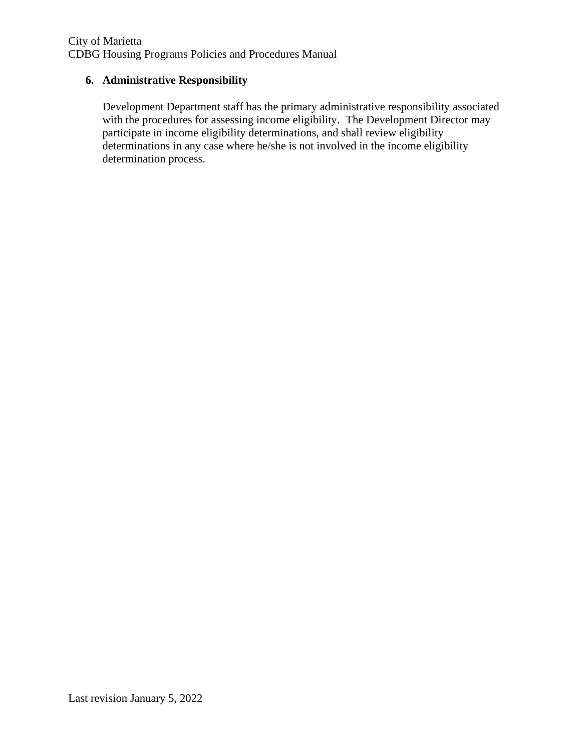**6. Administrative Responsibility**

Development Department staff has the primary administrative responsibility associated with the procedures for assessing income eligibility. The Development Director may participate in income eligibility determinations, and shall review eligibility determinations in any case where he/she is not involved in the income eligibility determination process.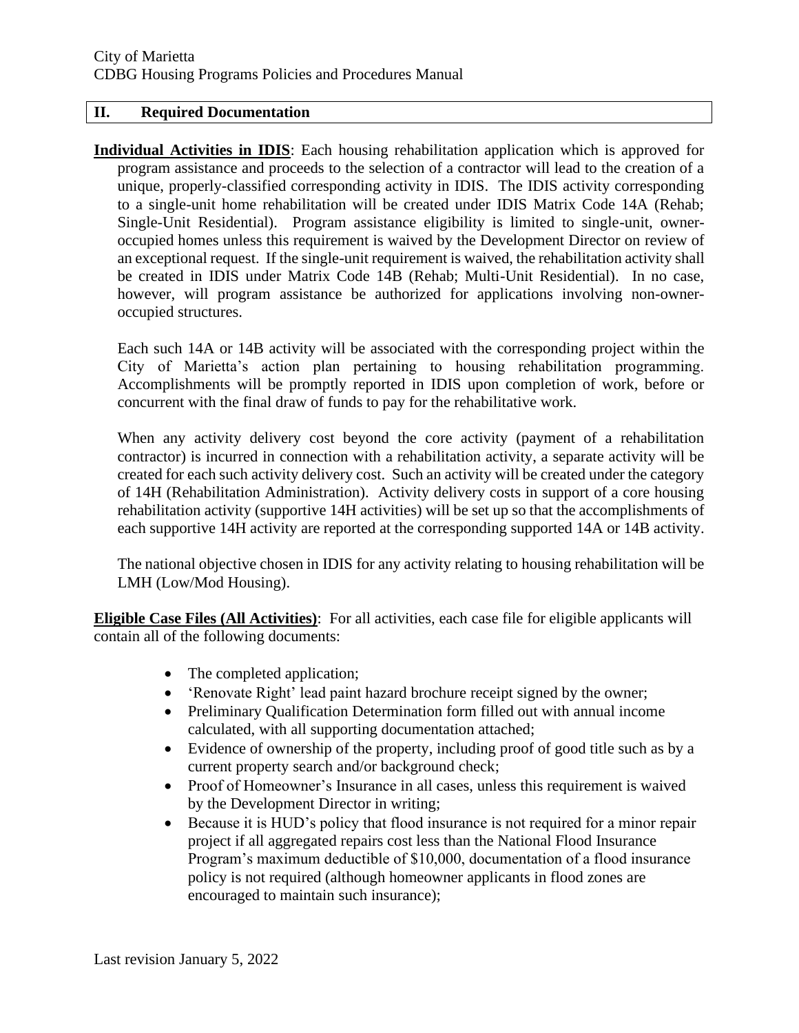## II. Required Documentation

**Individual Activities in IDIS**: Each housing rehabilitation application which is approved for program assistance and proceeds to the selection of a contractor will lead to the creation of a unique, properly-classified corresponding activity in IDIS. The IDIS activity corresponding to a single-unit home rehabilitation will be created under IDIS Matrix Code 14A (Rehab; Single-Unit Residential). Program assistance eligibility is limited to single-unit, owner-occupied homes unless this requirement is waived by the Development Director on review of an exceptional request. If the single-unit requirement is waived, the rehabilitation activity shall be created in IDIS under Matrix Code 14B (Rehab; Multi-Unit Residential). In no case, however, will program assistance be authorized for applications involving non-owner-occupied structures.

Each such 14A or 14B activity will be associated with the corresponding project within the City of Marietta's action plan pertaining to housing rehabilitation programming. Accomplishments will be promptly reported in IDIS upon completion of work, before or concurrent with the final draw of funds to pay for the rehabilitative work.

When any activity delivery cost beyond the core activity (payment of a rehabilitation contractor) is incurred in connection with a rehabilitation activity, a separate activity will be created for each such activity delivery cost. Such an activity will be created under the category of 14H (Rehabilitation Administration). Activity delivery costs in support of a core housing rehabilitation activity (supportive 14H activities) will be set up so that the accomplishments of each supportive 14H activity are reported at the corresponding supported 14A or 14B activity.

The national objective chosen in IDIS for any activity relating to housing rehabilitation will be LMH (Low/Mod Housing).

**Eligible Case Files (All Activities)**: For all activities, each case file for eligible applicants will contain all of the following documents:

- The completed application;
- 'Renovate Right' lead paint hazard brochure receipt signed by the owner;
- Preliminary Qualification Determination form filled out with annual income calculated, with all supporting documentation attached;
- Evidence of ownership of the property, including proof of good title such as by a current property search and/or background check;
- Proof of Homeowner's Insurance in all cases, unless this requirement is waived by the Development Director in writing;
- Because it is HUD's policy that flood insurance is not required for a minor repair project if all aggregated repairs cost less than the National Flood Insurance Program's maximum deductible of $10,000, documentation of a flood insurance policy is not required (although homeowner applicants in flood zones are encouraged to maintain such insurance);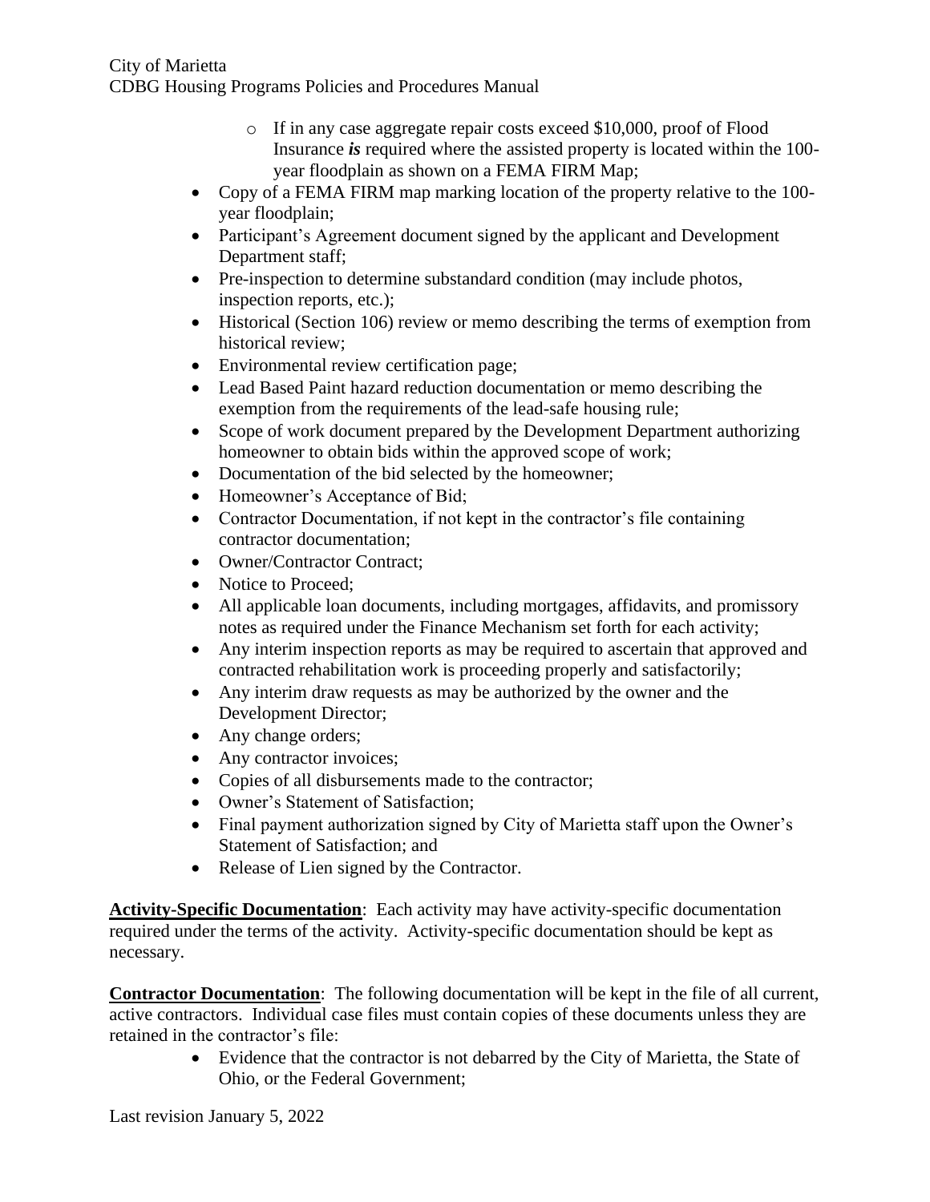- If in any case aggregate repair costs exceed $10,000, proof of Flood Insurance ***is*** required where the assisted property is located within the 100-year floodplain as shown on a FEMA FIRM Map;

- Copy of a FEMA FIRM map marking location of the property relative to the 100-year floodplain;
- Participant's Agreement document signed by the applicant and Development Department staff;
- Pre-inspection to determine substandard condition (may include photos, inspection reports, etc.);
- Historical (Section 106) review or memo describing the terms of exemption from historical review;
- Environmental review certification page;
- Lead Based Paint hazard reduction documentation or memo describing the exemption from the requirements of the lead-safe housing rule;
- Scope of work document prepared by the Development Department authorizing homeowner to obtain bids within the approved scope of work;
- Documentation of the bid selected by the homeowner;
- Homeowner's Acceptance of Bid;
- Contractor Documentation, if not kept in the contractor's file containing contractor documentation;
- Owner/Contractor Contract;
- Notice to Proceed;
- All applicable loan documents, including mortgages, affidavits, and promissory notes as required under the Finance Mechanism set forth for each activity;
- Any interim inspection reports as may be required to ascertain that approved and contracted rehabilitation work is proceeding properly and satisfactorily;
- Any interim draw requests as may be authorized by the owner and the Development Director;
- Any change orders;
- Any contractor invoices;
- Copies of all disbursements made to the contractor;
- Owner's Statement of Satisfaction;
- Final payment authorization signed by City of Marietta staff upon the Owner's Statement of Satisfaction; and
- Release of Lien signed by the Contractor.

**Activity-Specific Documentation**: Each activity may have activity-specific documentation required under the terms of the activity. Activity-specific documentation should be kept as necessary.

**Contractor Documentation**: The following documentation will be kept in the file of all current, active contractors. Individual case files must contain copies of these documents unless they are retained in the contractor's file:

- Evidence that the contractor is not debarred by the City of Marietta, the State of Ohio, or the Federal Government;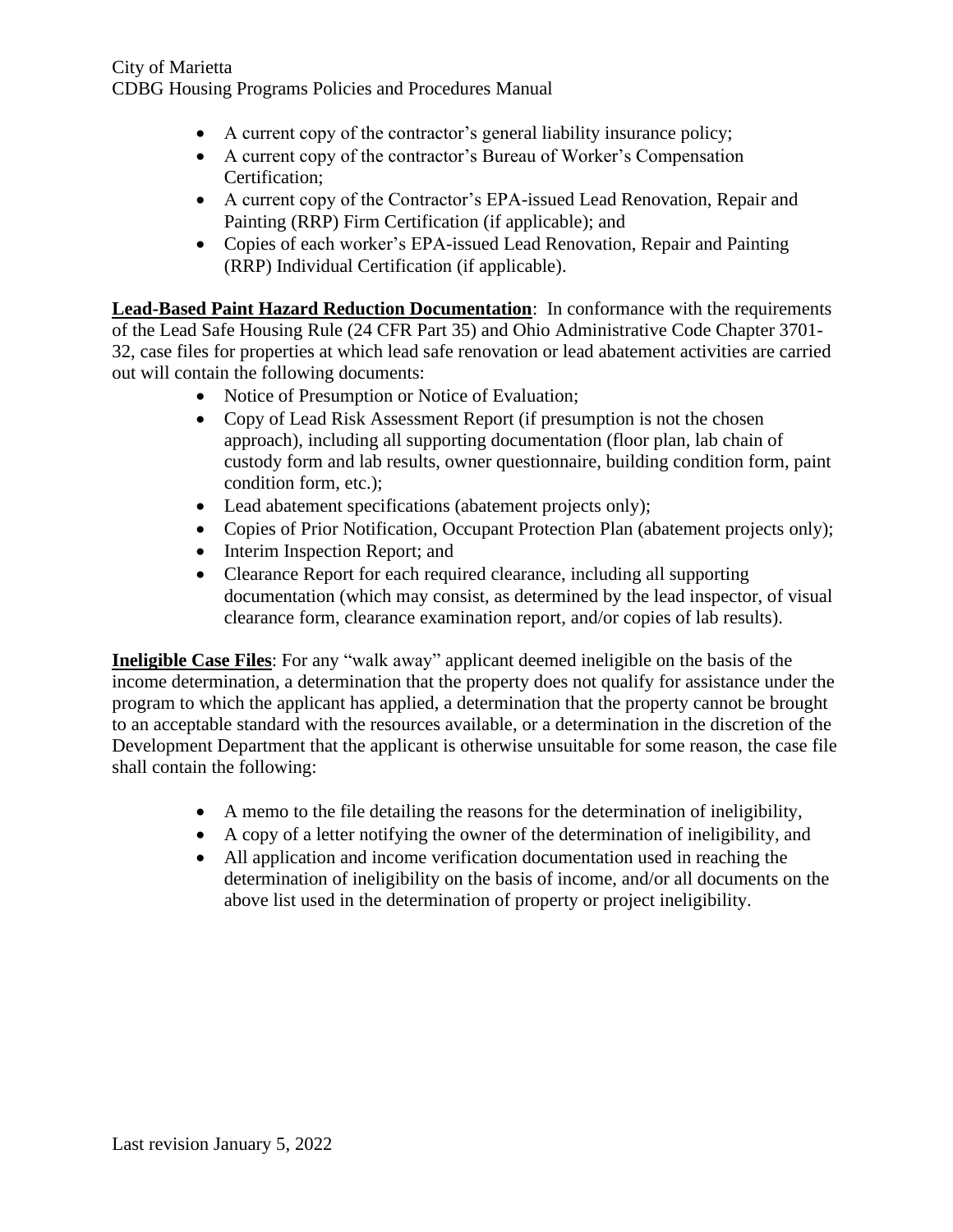- A current copy of the contractor's general liability insurance policy;
- A current copy of the contractor's Bureau of Worker's Compensation Certification;
- A current copy of the Contractor's EPA-issued Lead Renovation, Repair and Painting (RRP) Firm Certification (if applicable); and
- Copies of each worker's EPA-issued Lead Renovation, Repair and Painting (RRP) Individual Certification (if applicable).

**Lead-Based Paint Hazard Reduction Documentation**: In conformance with the requirements of the Lead Safe Housing Rule (24 CFR Part 35) and Ohio Administrative Code Chapter 3701-32, case files for properties at which lead safe renovation or lead abatement activities are carried out will contain the following documents:

- Notice of Presumption or Notice of Evaluation;
- Copy of Lead Risk Assessment Report (if presumption is not the chosen approach), including all supporting documentation (floor plan, lab chain of custody form and lab results, owner questionnaire, building condition form, paint condition form, etc.);
- Lead abatement specifications (abatement projects only);
- Copies of Prior Notification, Occupant Protection Plan (abatement projects only);
- Interim Inspection Report; and
- Clearance Report for each required clearance, including all supporting documentation (which may consist, as determined by the lead inspector, of visual clearance form, clearance examination report, and/or copies of lab results).

**Ineligible Case Files**: For any "walk away" applicant deemed ineligible on the basis of the income determination, a determination that the property does not qualify for assistance under the program to which the applicant has applied, a determination that the property cannot be brought to an acceptable standard with the resources available, or a determination in the discretion of the Development Department that the applicant is otherwise unsuitable for some reason, the case file shall contain the following:

- A memo to the file detailing the reasons for the determination of ineligibility,
- A copy of a letter notifying the owner of the determination of ineligibility, and
- All application and income verification documentation used in reaching the determination of ineligibility on the basis of income, and/or all documents on the above list used in the determination of property or project ineligibility.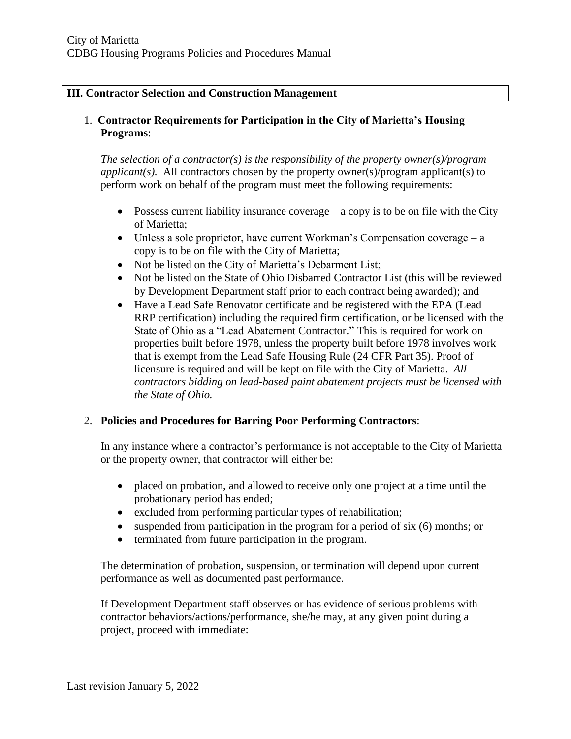## III. Contractor Selection and Construction Management

1. **Contractor Requirements for Participation in the City of Marietta's Housing Programs**:

   *The selection of a contractor(s) is the responsibility of the property owner(s)/program applicant(s).* All contractors chosen by the property owner(s)/program applicant(s) to perform work on behalf of the program must meet the following requirements:

   - Possess current liability insurance coverage – a copy is to be on file with the City of Marietta;
   - Unless a sole proprietor, have current Workman's Compensation coverage – a copy is to be on file with the City of Marietta;
   - Not be listed on the City of Marietta's Debarment List;
   - Not be listed on the State of Ohio Disbarred Contractor List (this will be reviewed by Development Department staff prior to each contract being awarded); and
   - Have a Lead Safe Renovator certificate and be registered with the EPA (Lead RRP certification) including the required firm certification, or be licensed with the State of Ohio as a "Lead Abatement Contractor." This is required for work on properties built before 1978, unless the property built before 1978 involves work that is exempt from the Lead Safe Housing Rule (24 CFR Part 35). Proof of licensure is required and will be kept on file with the City of Marietta. *All contractors bidding on lead-based paint abatement projects must be licensed with the State of Ohio.*

2. **Policies and Procedures for Barring Poor Performing Contractors**:

   In any instance where a contractor's performance is not acceptable to the City of Marietta or the property owner, that contractor will either be:

   - placed on probation, and allowed to receive only one project at a time until the probationary period has ended;
   - excluded from performing particular types of rehabilitation;
   - suspended from participation in the program for a period of six (6) months; or
   - terminated from future participation in the program.

   The determination of probation, suspension, or termination will depend upon current performance as well as documented past performance.

   If Development Department staff observes or has evidence of serious problems with contractor behaviors/actions/performance, she/he may, at any given point during a project, proceed with immediate: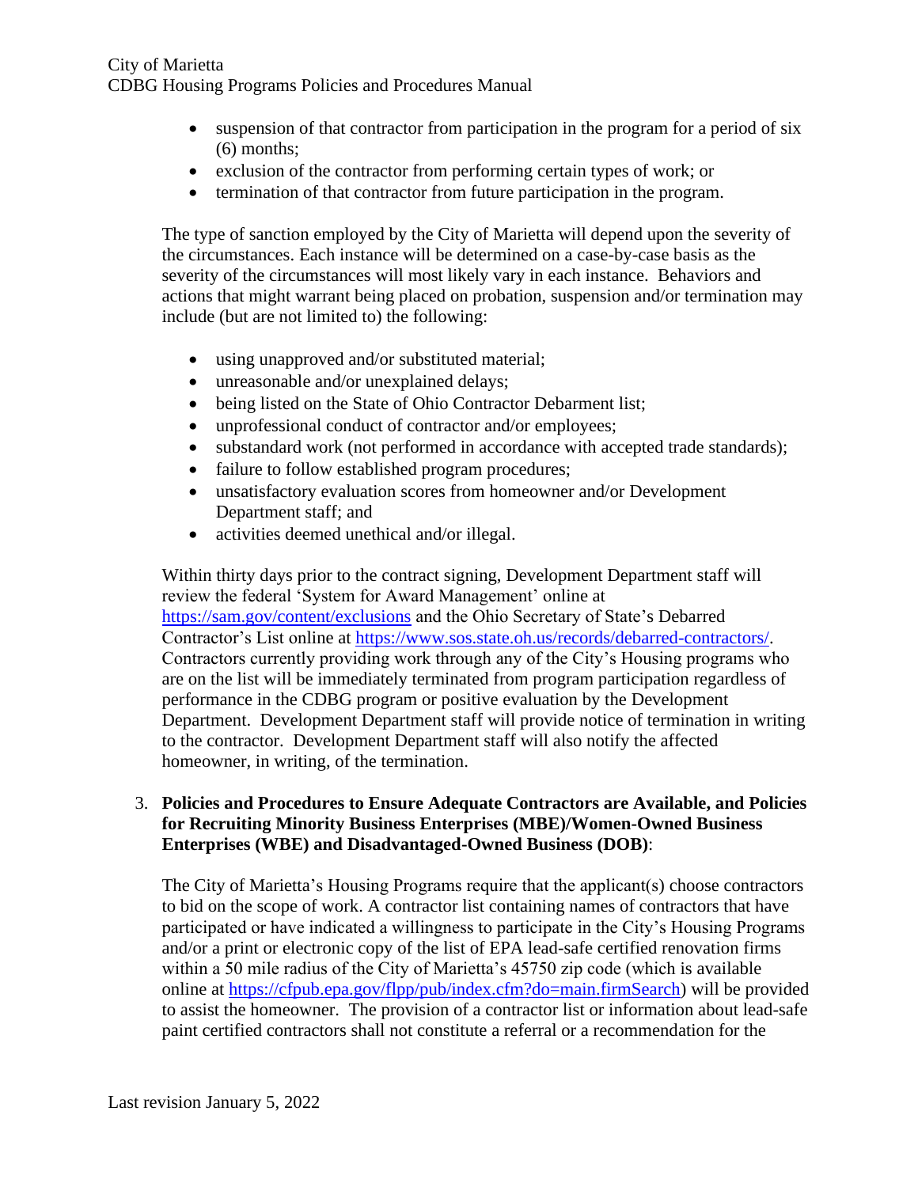- suspension of that contractor from participation in the program for a period of six (6) months;
- exclusion of the contractor from performing certain types of work; or
- termination of that contractor from future participation in the program.

The type of sanction employed by the City of Marietta will depend upon the severity of the circumstances. Each instance will be determined on a case-by-case basis as the severity of the circumstances will most likely vary in each instance. Behaviors and actions that might warrant being placed on probation, suspension and/or termination may include (but are not limited to) the following:

- using unapproved and/or substituted material;
- unreasonable and/or unexplained delays;
- being listed on the State of Ohio Contractor Debarment list;
- unprofessional conduct of contractor and/or employees;
- substandard work (not performed in accordance with accepted trade standards);
- failure to follow established program procedures;
- unsatisfactory evaluation scores from homeowner and/or Development Department staff; and
- activities deemed unethical and/or illegal.

Within thirty days prior to the contract signing, Development Department staff will review the federal 'System for Award Management' online at https://sam.gov/content/exclusions and the Ohio Secretary of State's Debarred Contractor's List online at https://www.sos.state.oh.us/records/debarred-contractors/. Contractors currently providing work through any of the City's Housing programs who are on the list will be immediately terminated from program participation regardless of performance in the CDBG program or positive evaluation by the Development Department. Development Department staff will provide notice of termination in writing to the contractor. Development Department staff will also notify the affected homeowner, in writing, of the termination.

3. **Policies and Procedures to Ensure Adequate Contractors are Available, and Policies for Recruiting Minority Business Enterprises (MBE)/Women-Owned Business Enterprises (WBE) and Disadvantaged-Owned Business (DOB)**:

The City of Marietta's Housing Programs require that the applicant(s) choose contractors to bid on the scope of work. A contractor list containing names of contractors that have participated or have indicated a willingness to participate in the City's Housing Programs and/or a print or electronic copy of the list of EPA lead-safe certified renovation firms within a 50 mile radius of the City of Marietta's 45750 zip code (which is available online at https://cfpub.epa.gov/flpp/pub/index.cfm?do=main.firmSearch) will be provided to assist the homeowner. The provision of a contractor list or information about lead-safe paint certified contractors shall not constitute a referral or a recommendation for the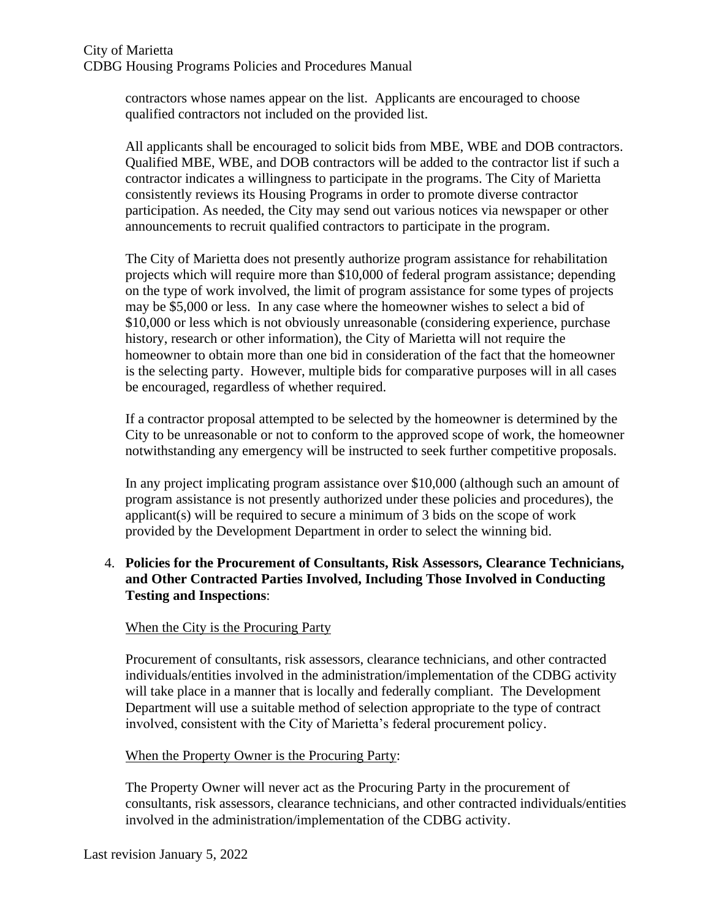contractors whose names appear on the list. Applicants are encouraged to choose qualified contractors not included on the provided list.

All applicants shall be encouraged to solicit bids from MBE, WBE and DOB contractors. Qualified MBE, WBE, and DOB contractors will be added to the contractor list if such a contractor indicates a willingness to participate in the programs. The City of Marietta consistently reviews its Housing Programs in order to promote diverse contractor participation. As needed, the City may send out various notices via newspaper or other announcements to recruit qualified contractors to participate in the program.

The City of Marietta does not presently authorize program assistance for rehabilitation projects which will require more than $10,000 of federal program assistance; depending on the type of work involved, the limit of program assistance for some types of projects may be $5,000 or less. In any case where the homeowner wishes to select a bid of $10,000 or less which is not obviously unreasonable (considering experience, purchase history, research or other information), the City of Marietta will not require the homeowner to obtain more than one bid in consideration of the fact that the homeowner is the selecting party. However, multiple bids for comparative purposes will in all cases be encouraged, regardless of whether required.

If a contractor proposal attempted to be selected by the homeowner is determined by the City to be unreasonable or not to conform to the approved scope of work, the homeowner notwithstanding any emergency will be instructed to seek further competitive proposals.

In any project implicating program assistance over $10,000 (although such an amount of program assistance is not presently authorized under these policies and procedures), the applicant(s) will be required to secure a minimum of 3 bids on the scope of work provided by the Development Department in order to select the winning bid.

4. **Policies for the Procurement of Consultants, Risk Assessors, Clearance Technicians, and Other Contracted Parties Involved, Including Those Involved in Conducting Testing and Inspections**:

   <u>When the City is the Procuring Party</u>

   Procurement of consultants, risk assessors, clearance technicians, and other contracted individuals/entities involved in the administration/implementation of the CDBG activity will take place in a manner that is locally and federally compliant. The Development Department will use a suitable method of selection appropriate to the type of contract involved, consistent with the City of Marietta's federal procurement policy.

   <u>When the Property Owner is the Procuring Party</u>:

   The Property Owner will never act as the Procuring Party in the procurement of consultants, risk assessors, clearance technicians, and other contracted individuals/entities involved in the administration/implementation of the CDBG activity.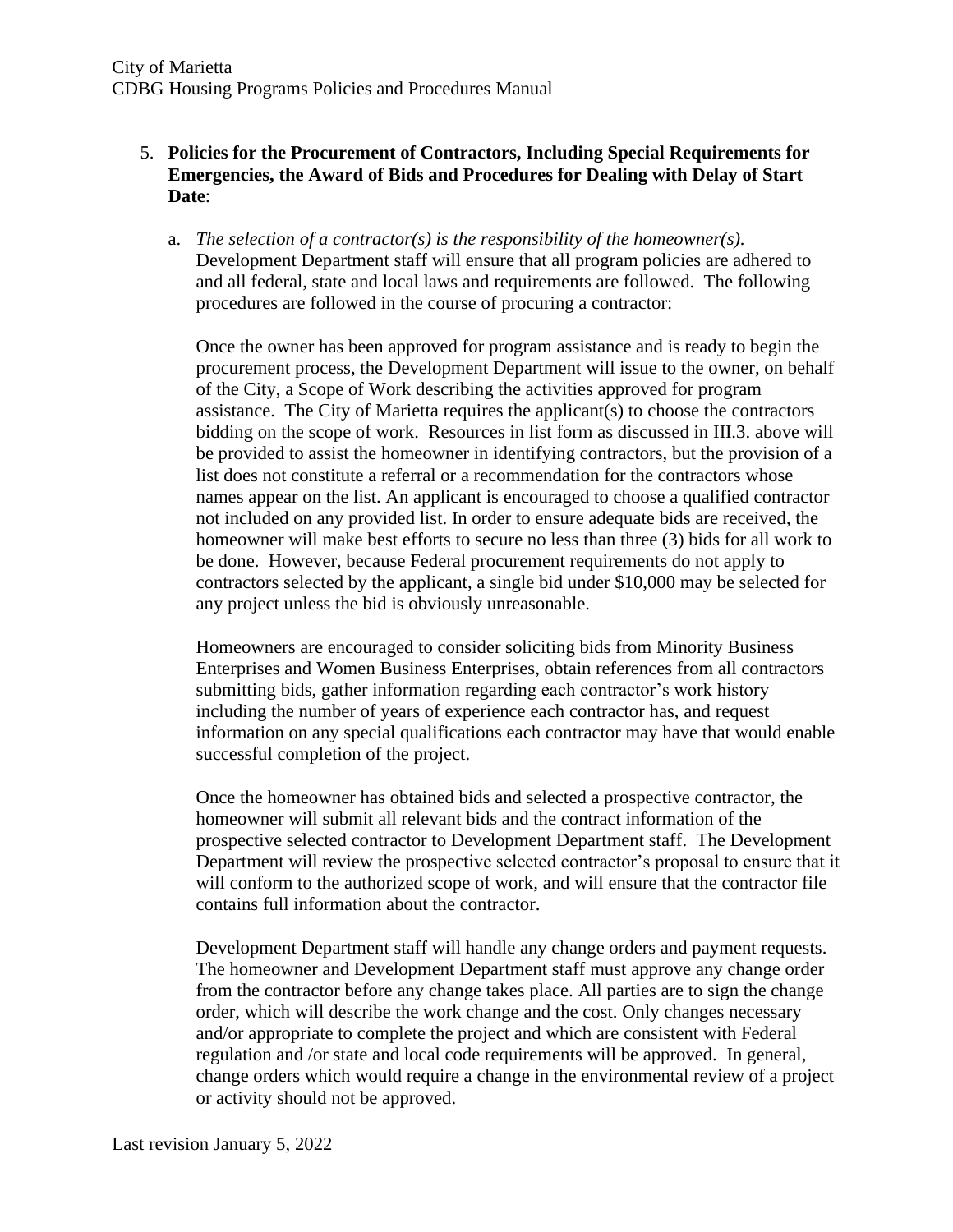5. **Policies for the Procurement of Contractors, Including Special Requirements for Emergencies, the Award of Bids and Procedures for Dealing with Delay of Start Date**:

   a. *The selection of a contractor(s) is the responsibility of the homeowner(s).* Development Department staff will ensure that all program policies are adhered to and all federal, state and local laws and requirements are followed. The following procedures are followed in the course of procuring a contractor:

   Once the owner has been approved for program assistance and is ready to begin the procurement process, the Development Department will issue to the owner, on behalf of the City, a Scope of Work describing the activities approved for program assistance. The City of Marietta requires the applicant(s) to choose the contractors bidding on the scope of work. Resources in list form as discussed in III.3. above will be provided to assist the homeowner in identifying contractors, but the provision of a list does not constitute a referral or a recommendation for the contractors whose names appear on the list. An applicant is encouraged to choose a qualified contractor not included on any provided list. In order to ensure adequate bids are received, the homeowner will make best efforts to secure no less than three (3) bids for all work to be done. However, because Federal procurement requirements do not apply to contractors selected by the applicant, a single bid under $10,000 may be selected for any project unless the bid is obviously unreasonable.

   Homeowners are encouraged to consider soliciting bids from Minority Business Enterprises and Women Business Enterprises, obtain references from all contractors submitting bids, gather information regarding each contractor's work history including the number of years of experience each contractor has, and request information on any special qualifications each contractor may have that would enable successful completion of the project.

   Once the homeowner has obtained bids and selected a prospective contractor, the homeowner will submit all relevant bids and the contract information of the prospective selected contractor to Development Department staff. The Development Department will review the prospective selected contractor's proposal to ensure that it will conform to the authorized scope of work, and will ensure that the contractor file contains full information about the contractor.

   Development Department staff will handle any change orders and payment requests. The homeowner and Development Department staff must approve any change order from the contractor before any change takes place. All parties are to sign the change order, which will describe the work change and the cost. Only changes necessary and/or appropriate to complete the project and which are consistent with Federal regulation and /or state and local code requirements will be approved. In general, change orders which would require a change in the environmental review of a project or activity should not be approved.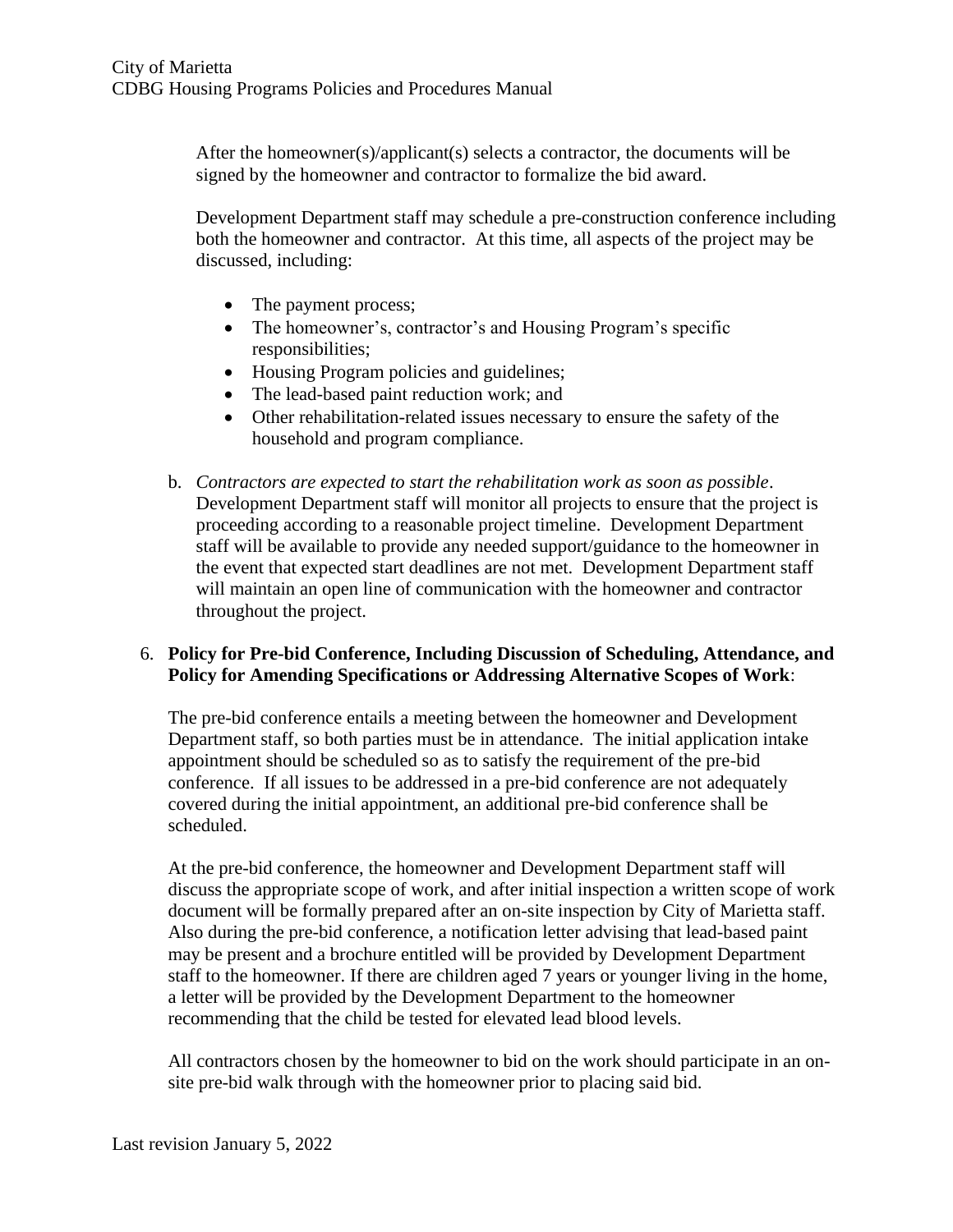After the homeowner(s)/applicant(s) selects a contractor, the documents will be signed by the homeowner and contractor to formalize the bid award.

Development Department staff may schedule a pre-construction conference including both the homeowner and contractor. At this time, all aspects of the project may be discussed, including:

- The payment process;
- The homeowner's, contractor's and Housing Program's specific responsibilities;
- Housing Program policies and guidelines;
- The lead-based paint reduction work; and
- Other rehabilitation-related issues necessary to ensure the safety of the household and program compliance.

b. *Contractors are expected to start the rehabilitation work as soon as possible*. Development Department staff will monitor all projects to ensure that the project is proceeding according to a reasonable project timeline. Development Department staff will be available to provide any needed support/guidance to the homeowner in the event that expected start deadlines are not met. Development Department staff will maintain an open line of communication with the homeowner and contractor throughout the project.

6. **Policy for Pre-bid Conference, Including Discussion of Scheduling, Attendance, and Policy for Amending Specifications or Addressing Alternative Scopes of Work**:

The pre-bid conference entails a meeting between the homeowner and Development Department staff, so both parties must be in attendance. The initial application intake appointment should be scheduled so as to satisfy the requirement of the pre-bid conference. If all issues to be addressed in a pre-bid conference are not adequately covered during the initial appointment, an additional pre-bid conference shall be scheduled.

At the pre-bid conference, the homeowner and Development Department staff will discuss the appropriate scope of work, and after initial inspection a written scope of work document will be formally prepared after an on-site inspection by City of Marietta staff. Also during the pre-bid conference, a notification letter advising that lead-based paint may be present and a brochure entitled will be provided by Development Department staff to the homeowner. If there are children aged 7 years or younger living in the home, a letter will be provided by the Development Department to the homeowner recommending that the child be tested for elevated lead blood levels.

All contractors chosen by the homeowner to bid on the work should participate in an on-site pre-bid walk through with the homeowner prior to placing said bid.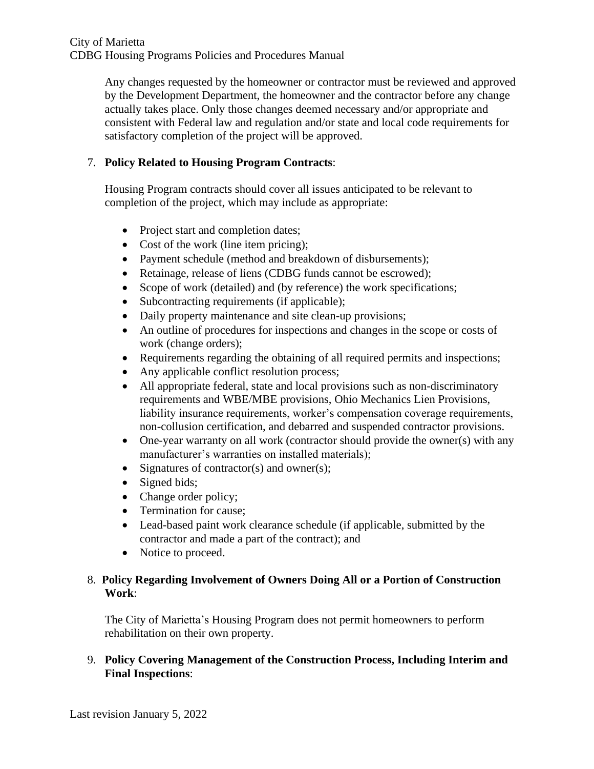Any changes requested by the homeowner or contractor must be reviewed and approved by the Development Department, the homeowner and the contractor before any change actually takes place. Only those changes deemed necessary and/or appropriate and consistent with Federal law and regulation and/or state and local code requirements for satisfactory completion of the project will be approved.

7. **Policy Related to Housing Program Contracts**:

   Housing Program contracts should cover all issues anticipated to be relevant to completion of the project, which may include as appropriate:

   - Project start and completion dates;
   - Cost of the work (line item pricing);
   - Payment schedule (method and breakdown of disbursements);
   - Retainage, release of liens (CDBG funds cannot be escrowed);
   - Scope of work (detailed) and (by reference) the work specifications;
   - Subcontracting requirements (if applicable);
   - Daily property maintenance and site clean-up provisions;
   - An outline of procedures for inspections and changes in the scope or costs of work (change orders);
   - Requirements regarding the obtaining of all required permits and inspections;
   - Any applicable conflict resolution process;
   - All appropriate federal, state and local provisions such as non-discriminatory requirements and WBE/MBE provisions, Ohio Mechanics Lien Provisions, liability insurance requirements, worker's compensation coverage requirements, non-collusion certification, and debarred and suspended contractor provisions.
   - One-year warranty on all work (contractor should provide the owner(s) with any manufacturer's warranties on installed materials);
   - Signatures of contractor(s) and owner(s);
   - Signed bids;
   - Change order policy;
   - Termination for cause;
   - Lead-based paint work clearance schedule (if applicable, submitted by the contractor and made a part of the contract); and
   - Notice to proceed.

8. **Policy Regarding Involvement of Owners Doing All or a Portion of Construction Work**:

   The City of Marietta's Housing Program does not permit homeowners to perform rehabilitation on their own property.

9. **Policy Covering Management of the Construction Process, Including Interim and Final Inspections**: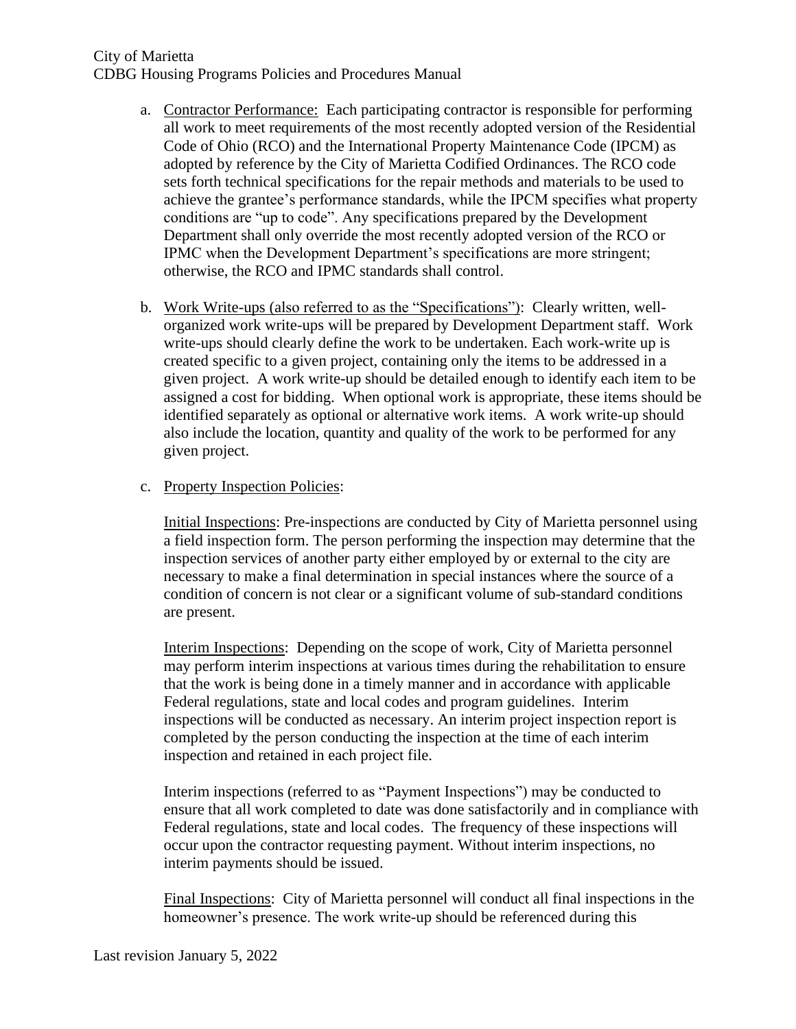a. <u>Contractor Performance:</u> Each participating contractor is responsible for performing all work to meet requirements of the most recently adopted version of the Residential Code of Ohio (RCO) and the International Property Maintenance Code (IPCM) as adopted by reference by the City of Marietta Codified Ordinances. The RCO code sets forth technical specifications for the repair methods and materials to be used to achieve the grantee's performance standards, while the IPCM specifies what property conditions are "up to code". Any specifications prepared by the Development Department shall only override the most recently adopted version of the RCO or IPMC when the Development Department's specifications are more stringent; otherwise, the RCO and IPMC standards shall control.

b. <u>Work Write-ups (also referred to as the "Specifications")</u>: Clearly written, well-organized work write-ups will be prepared by Development Department staff. Work write-ups should clearly define the work to be undertaken. Each work-write up is created specific to a given project, containing only the items to be addressed in a given project. A work write-up should be detailed enough to identify each item to be assigned a cost for bidding. When optional work is appropriate, these items should be identified separately as optional or alternative work items. A work write-up should also include the location, quantity and quality of the work to be performed for any given project.

c. <u>Property Inspection Policies</u>:

<u>Initial Inspections</u>: Pre-inspections are conducted by City of Marietta personnel using a field inspection form. The person performing the inspection may determine that the inspection services of another party either employed by or external to the city are necessary to make a final determination in special instances where the source of a condition of concern is not clear or a significant volume of sub-standard conditions are present.

<u>Interim Inspections</u>: Depending on the scope of work, City of Marietta personnel may perform interim inspections at various times during the rehabilitation to ensure that the work is being done in a timely manner and in accordance with applicable Federal regulations, state and local codes and program guidelines. Interim inspections will be conducted as necessary. An interim project inspection report is completed by the person conducting the inspection at the time of each interim inspection and retained in each project file.

Interim inspections (referred to as "Payment Inspections") may be conducted to ensure that all work completed to date was done satisfactorily and in compliance with Federal regulations, state and local codes. The frequency of these inspections will occur upon the contractor requesting payment. Without interim inspections, no interim payments should be issued.

<u>Final Inspections</u>: City of Marietta personnel will conduct all final inspections in the homeowner's presence. The work write-up should be referenced during this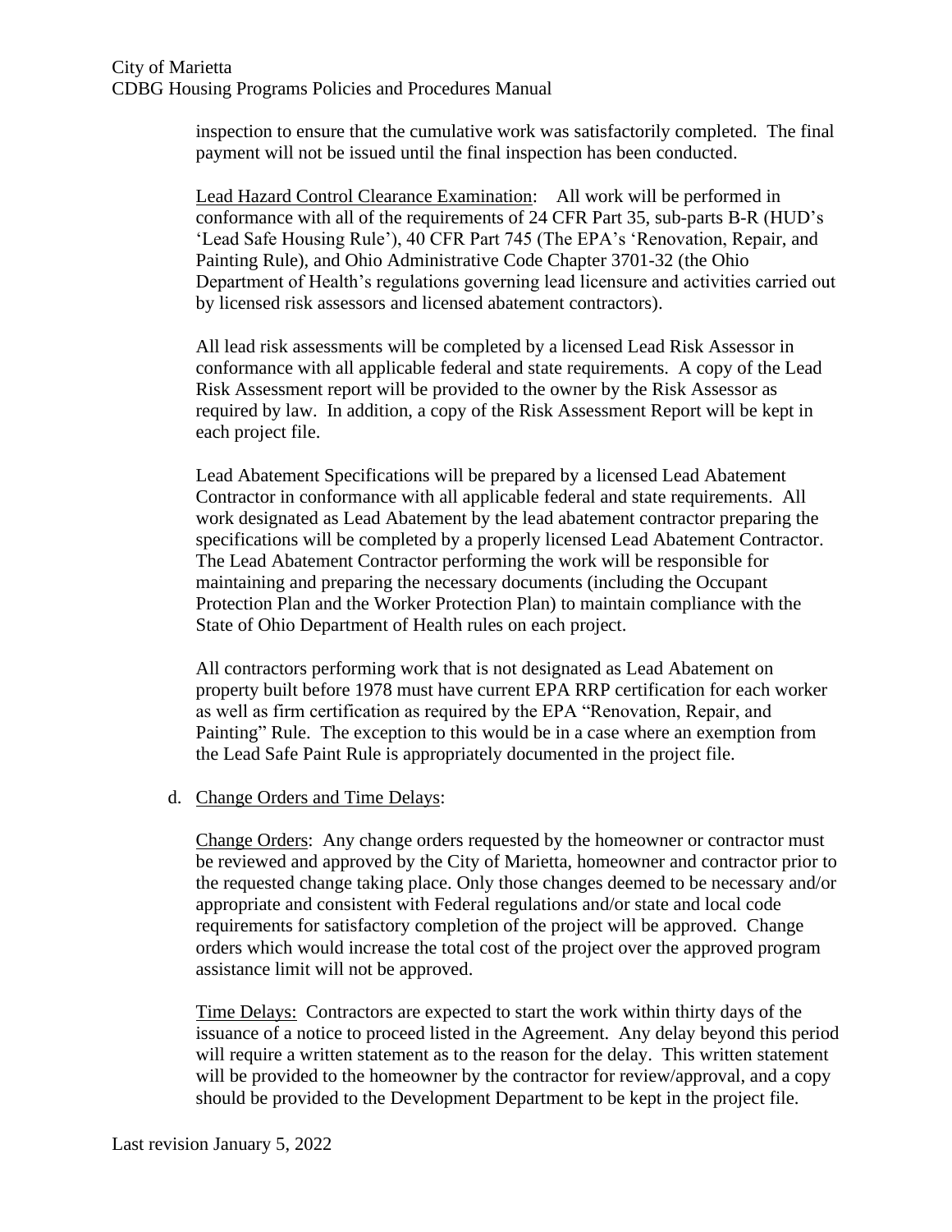inspection to ensure that the cumulative work was satisfactorily completed. The final payment will not be issued until the final inspection has been conducted.

Lead Hazard Control Clearance Examination: All work will be performed in conformance with all of the requirements of 24 CFR Part 35, sub-parts B-R (HUD's 'Lead Safe Housing Rule'), 40 CFR Part 745 (The EPA's 'Renovation, Repair, and Painting Rule), and Ohio Administrative Code Chapter 3701-32 (the Ohio Department of Health's regulations governing lead licensure and activities carried out by licensed risk assessors and licensed abatement contractors).

All lead risk assessments will be completed by a licensed Lead Risk Assessor in conformance with all applicable federal and state requirements. A copy of the Lead Risk Assessment report will be provided to the owner by the Risk Assessor as required by law. In addition, a copy of the Risk Assessment Report will be kept in each project file.

Lead Abatement Specifications will be prepared by a licensed Lead Abatement Contractor in conformance with all applicable federal and state requirements. All work designated as Lead Abatement by the lead abatement contractor preparing the specifications will be completed by a properly licensed Lead Abatement Contractor. The Lead Abatement Contractor performing the work will be responsible for maintaining and preparing the necessary documents (including the Occupant Protection Plan and the Worker Protection Plan) to maintain compliance with the State of Ohio Department of Health rules on each project.

All contractors performing work that is not designated as Lead Abatement on property built before 1978 must have current EPA RRP certification for each worker as well as firm certification as required by the EPA "Renovation, Repair, and Painting" Rule. The exception to this would be in a case where an exemption from the Lead Safe Paint Rule is appropriately documented in the project file.

d. Change Orders and Time Delays:

Change Orders: Any change orders requested by the homeowner or contractor must be reviewed and approved by the City of Marietta, homeowner and contractor prior to the requested change taking place. Only those changes deemed to be necessary and/or appropriate and consistent with Federal regulations and/or state and local code requirements for satisfactory completion of the project will be approved. Change orders which would increase the total cost of the project over the approved program assistance limit will not be approved.

Time Delays: Contractors are expected to start the work within thirty days of the issuance of a notice to proceed listed in the Agreement. Any delay beyond this period will require a written statement as to the reason for the delay. This written statement will be provided to the homeowner by the contractor for review/approval, and a copy should be provided to the Development Department to be kept in the project file.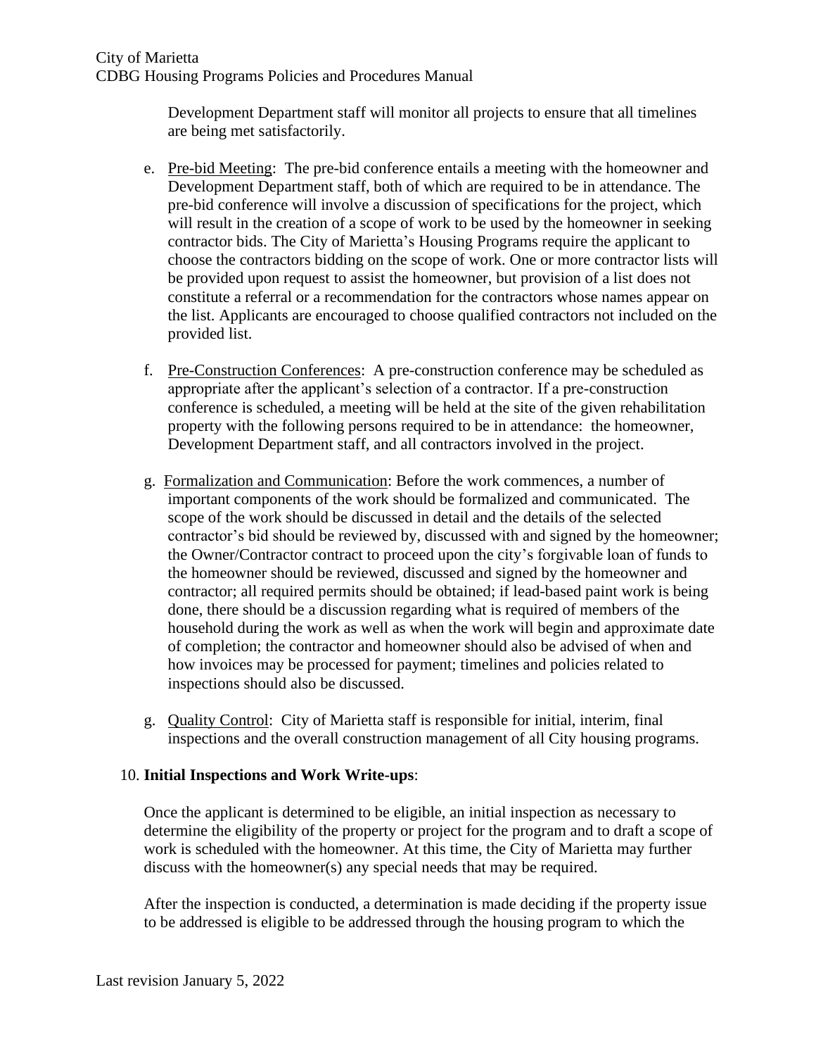Development Department staff will monitor all projects to ensure that all timelines are being met satisfactorily.

e. <u>Pre-bid Meeting</u>: The pre-bid conference entails a meeting with the homeowner and Development Department staff, both of which are required to be in attendance. The pre-bid conference will involve a discussion of specifications for the project, which will result in the creation of a scope of work to be used by the homeowner in seeking contractor bids. The City of Marietta's Housing Programs require the applicant to choose the contractors bidding on the scope of work. One or more contractor lists will be provided upon request to assist the homeowner, but provision of a list does not constitute a referral or a recommendation for the contractors whose names appear on the list. Applicants are encouraged to choose qualified contractors not included on the provided list.

f. <u>Pre-Construction Conferences</u>: A pre-construction conference may be scheduled as appropriate after the applicant's selection of a contractor. If a pre-construction conference is scheduled, a meeting will be held at the site of the given rehabilitation property with the following persons required to be in attendance: the homeowner, Development Department staff, and all contractors involved in the project.

g. <u>Formalization and Communication</u>: Before the work commences, a number of important components of the work should be formalized and communicated. The scope of the work should be discussed in detail and the details of the selected contractor's bid should be reviewed by, discussed with and signed by the homeowner; the Owner/Contractor contract to proceed upon the city's forgivable loan of funds to the homeowner should be reviewed, discussed and signed by the homeowner and contractor; all required permits should be obtained; if lead-based paint work is being done, there should be a discussion regarding what is required of members of the household during the work as well as when the work will begin and approximate date of completion; the contractor and homeowner should also be advised of when and how invoices may be processed for payment; timelines and policies related to inspections should also be discussed.

g. <u>Quality Control</u>: City of Marietta staff is responsible for initial, interim, final inspections and the overall construction management of all City housing programs.

10. **Initial Inspections and Work Write-ups**:

Once the applicant is determined to be eligible, an initial inspection as necessary to determine the eligibility of the property or project for the program and to draft a scope of work is scheduled with the homeowner. At this time, the City of Marietta may further discuss with the homeowner(s) any special needs that may be required.

After the inspection is conducted, a determination is made deciding if the property issue to be addressed is eligible to be addressed through the housing program to which the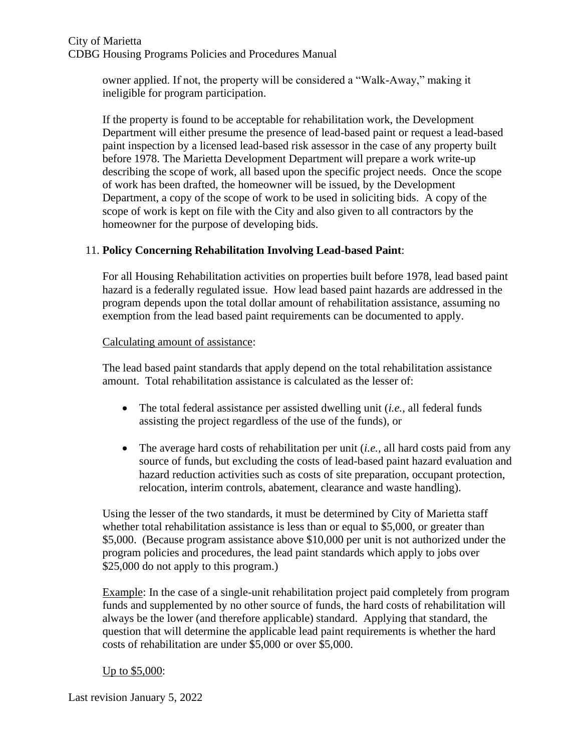owner applied. If not, the property will be considered a "Walk-Away," making it ineligible for program participation.

If the property is found to be acceptable for rehabilitation work, the Development Department will either presume the presence of lead-based paint or request a lead-based paint inspection by a licensed lead-based risk assessor in the case of any property built before 1978. The Marietta Development Department will prepare a work write-up describing the scope of work, all based upon the specific project needs. Once the scope of work has been drafted, the homeowner will be issued, by the Development Department, a copy of the scope of work to be used in soliciting bids. A copy of the scope of work is kept on file with the City and also given to all contractors by the homeowner for the purpose of developing bids.

11. **Policy Concerning Rehabilitation Involving Lead-based Paint**:

For all Housing Rehabilitation activities on properties built before 1978, lead based paint hazard is a federally regulated issue. How lead based paint hazards are addressed in the program depends upon the total dollar amount of rehabilitation assistance, assuming no exemption from the lead based paint requirements can be documented to apply.

<u>Calculating amount of assistance</u>:

The lead based paint standards that apply depend on the total rehabilitation assistance amount. Total rehabilitation assistance is calculated as the lesser of:

- The total federal assistance per assisted dwelling unit (*i.e.*, all federal funds assisting the project regardless of the use of the funds), or

- The average hard costs of rehabilitation per unit (*i.e.*, all hard costs paid from any source of funds, but excluding the costs of lead-based paint hazard evaluation and hazard reduction activities such as costs of site preparation, occupant protection, relocation, interim controls, abatement, clearance and waste handling).

Using the lesser of the two standards, it must be determined by City of Marietta staff whether total rehabilitation assistance is less than or equal to $5,000, or greater than $5,000. (Because program assistance above $10,000 per unit is not authorized under the program policies and procedures, the lead paint standards which apply to jobs over $25,000 do not apply to this program.)

<u>Example</u>: In the case of a single-unit rehabilitation project paid completely from program funds and supplemented by no other source of funds, the hard costs of rehabilitation will always be the lower (and therefore applicable) standard. Applying that standard, the question that will determine the applicable lead paint requirements is whether the hard costs of rehabilitation are under $5,000 or over $5,000.

<u>Up to $5,000</u>: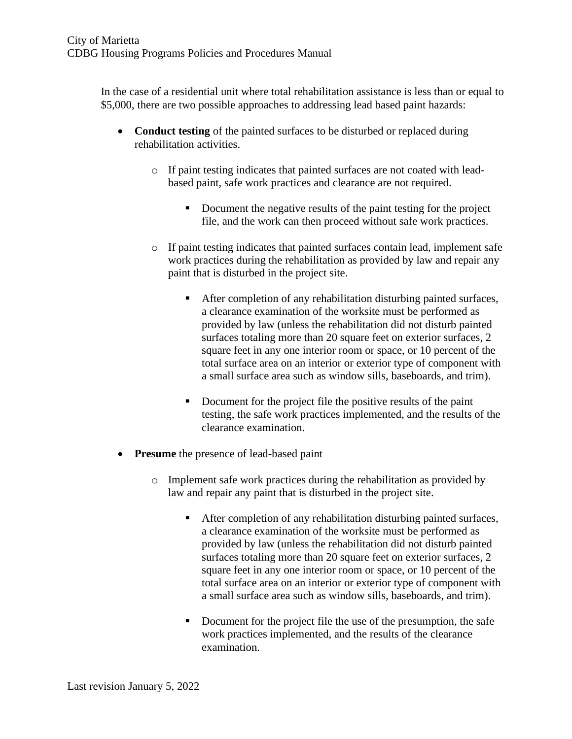In the case of a residential unit where total rehabilitation assistance is less than or equal to $5,000, there are two possible approaches to addressing lead based paint hazards:

- **Conduct testing** of the painted surfaces to be disturbed or replaced during rehabilitation activities.
    - If paint testing indicates that painted surfaces are not coated with lead-based paint, safe work practices and clearance are not required.
        - Document the negative results of the paint testing for the project file, and the work can then proceed without safe work practices.
    - If paint testing indicates that painted surfaces contain lead, implement safe work practices during the rehabilitation as provided by law and repair any paint that is disturbed in the project site.
        - After completion of any rehabilitation disturbing painted surfaces, a clearance examination of the worksite must be performed as provided by law (unless the rehabilitation did not disturb painted surfaces totaling more than 20 square feet on exterior surfaces, 2 square feet in any one interior room or space, or 10 percent of the total surface area on an interior or exterior type of component with a small surface area such as window sills, baseboards, and trim).
        - Document for the project file the positive results of the paint testing, the safe work practices implemented, and the results of the clearance examination.
- **Presume** the presence of lead-based paint
    - Implement safe work practices during the rehabilitation as provided by law and repair any paint that is disturbed in the project site.
        - After completion of any rehabilitation disturbing painted surfaces, a clearance examination of the worksite must be performed as provided by law (unless the rehabilitation did not disturb painted surfaces totaling more than 20 square feet on exterior surfaces, 2 square feet in any one interior room or space, or 10 percent of the total surface area on an interior or exterior type of component with a small surface area such as window sills, baseboards, and trim).
        - Document for the project file the use of the presumption, the safe work practices implemented, and the results of the clearance examination.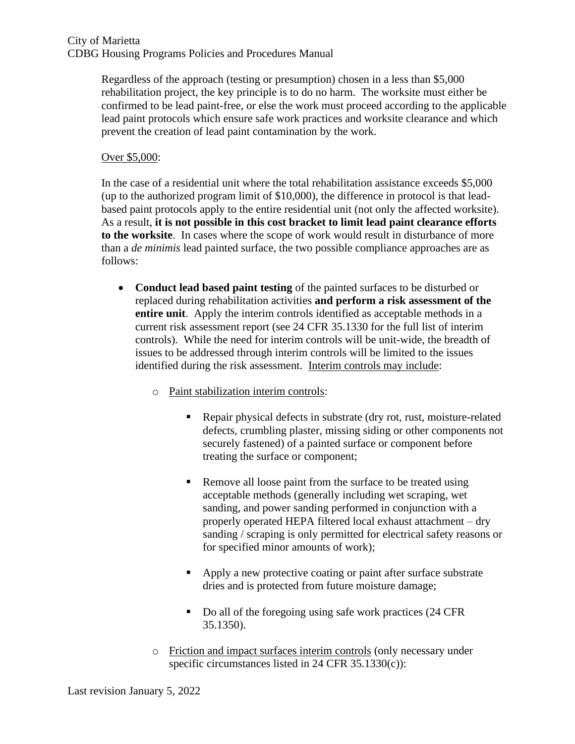Regardless of the approach (testing or presumption) chosen in a less than $5,000 rehabilitation project, the key principle is to do no harm. The worksite must either be confirmed to be lead paint-free, or else the work must proceed according to the applicable lead paint protocols which ensure safe work practices and worksite clearance and which prevent the creation of lead paint contamination by the work.

<u>Over $5,000</u>:

In the case of a residential unit where the total rehabilitation assistance exceeds $5,000 (up to the authorized program limit of $10,000), the difference in protocol is that lead-based paint protocols apply to the entire residential unit (not only the affected worksite). As a result, **it is not possible in this cost bracket to limit lead paint clearance efforts to the worksite**. In cases where the scope of work would result in disturbance of more than a *de minimis* lead painted surface, the two possible compliance approaches are as follows:

- **Conduct lead based paint testing** of the painted surfaces to be disturbed or replaced during rehabilitation activities **and perform a risk assessment of the entire unit**. Apply the interim controls identified as acceptable methods in a current risk assessment report (see 24 CFR 35.1330 for the full list of interim controls). While the need for interim controls will be unit-wide, the breadth of issues to be addressed through interim controls will be limited to the issues identified during the risk assessment. <u>Interim controls may include</u>:
  - <u>Paint stabilization interim controls</u>:
    - Repair physical defects in substrate (dry rot, rust, moisture-related defects, crumbling plaster, missing siding or other components not securely fastened) of a painted surface or component before treating the surface or component;
    - Remove all loose paint from the surface to be treated using acceptable methods (generally including wet scraping, wet sanding, and power sanding performed in conjunction with a properly operated HEPA filtered local exhaust attachment – dry sanding / scraping is only permitted for electrical safety reasons or for specified minor amounts of work);
    - Apply a new protective coating or paint after surface substrate dries and is protected from future moisture damage;
    - Do all of the foregoing using safe work practices (24 CFR 35.1350).
  - <u>Friction and impact surfaces interim controls</u> (only necessary under specific circumstances listed in 24 CFR 35.1330(c)):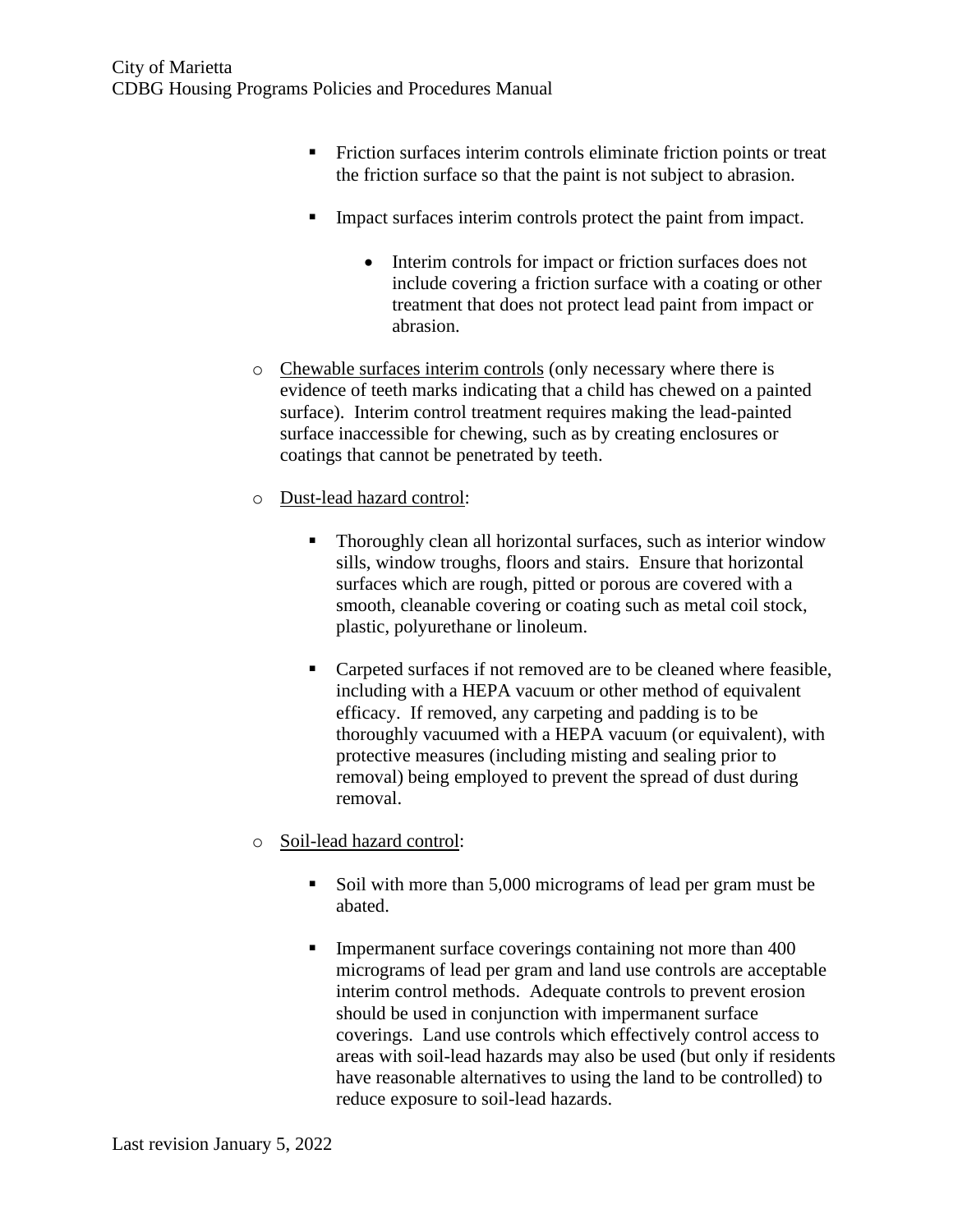- Friction surfaces interim controls eliminate friction points or treat the friction surface so that the paint is not subject to abrasion.

  - Impact surfaces interim controls protect the paint from impact.

    - Interim controls for impact or friction surfaces does not include covering a friction surface with a coating or other treatment that does not protect lead paint from impact or abrasion.

- <u>Chewable surfaces interim controls</u> (only necessary where there is evidence of teeth marks indicating that a child has chewed on a painted surface). Interim control treatment requires making the lead-painted surface inaccessible for chewing, such as by creating enclosures or coatings that cannot be penetrated by teeth.

- <u>Dust-lead hazard control</u>:

  - Thoroughly clean all horizontal surfaces, such as interior window sills, window troughs, floors and stairs. Ensure that horizontal surfaces which are rough, pitted or porous are covered with a smooth, cleanable covering or coating such as metal coil stock, plastic, polyurethane or linoleum.

  - Carpeted surfaces if not removed are to be cleaned where feasible, including with a HEPA vacuum or other method of equivalent efficacy. If removed, any carpeting and padding is to be thoroughly vacuumed with a HEPA vacuum (or equivalent), with protective measures (including misting and sealing prior to removal) being employed to prevent the spread of dust during removal.

- <u>Soil-lead hazard control</u>:

  - Soil with more than 5,000 micrograms of lead per gram must be abated.

  - Impermanent surface coverings containing not more than 400 micrograms of lead per gram and land use controls are acceptable interim control methods. Adequate controls to prevent erosion should be used in conjunction with impermanent surface coverings. Land use controls which effectively control access to areas with soil-lead hazards may also be used (but only if residents have reasonable alternatives to using the land to be controlled) to reduce exposure to soil-lead hazards.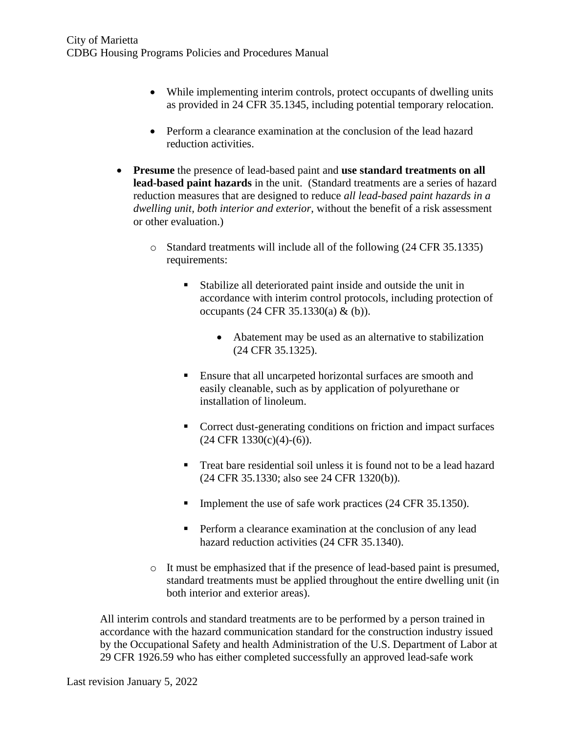- While implementing interim controls, protect occupants of dwelling units as provided in 24 CFR 35.1345, including potential temporary relocation.

- Perform a clearance examination at the conclusion of the lead hazard reduction activities.

- **Presume** the presence of lead-based paint and **use standard treatments on all lead-based paint hazards** in the unit. (Standard treatments are a series of hazard reduction measures that are designed to reduce *all lead-based paint hazards in a dwelling unit, both interior and exterior*, without the benefit of a risk assessment or other evaluation.)

  - Standard treatments will include all of the following (24 CFR 35.1335) requirements:

    - Stabilize all deteriorated paint inside and outside the unit in accordance with interim control protocols, including protection of occupants (24 CFR 35.1330(a) & (b)).

      - Abatement may be used as an alternative to stabilization (24 CFR 35.1325).

    - Ensure that all uncarpeted horizontal surfaces are smooth and easily cleanable, such as by application of polyurethane or installation of linoleum.

    - Correct dust-generating conditions on friction and impact surfaces (24 CFR 1330(c)(4)-(6)).

    - Treat bare residential soil unless it is found not to be a lead hazard (24 CFR 35.1330; also see 24 CFR 1320(b)).

    - Implement the use of safe work practices (24 CFR 35.1350).

    - Perform a clearance examination at the conclusion of any lead hazard reduction activities (24 CFR 35.1340).

  - It must be emphasized that if the presence of lead-based paint is presumed, standard treatments must be applied throughout the entire dwelling unit (in both interior and exterior areas).

All interim controls and standard treatments are to be performed by a person trained in accordance with the hazard communication standard for the construction industry issued by the Occupational Safety and health Administration of the U.S. Department of Labor at 29 CFR 1926.59 who has either completed successfully an approved lead-safe work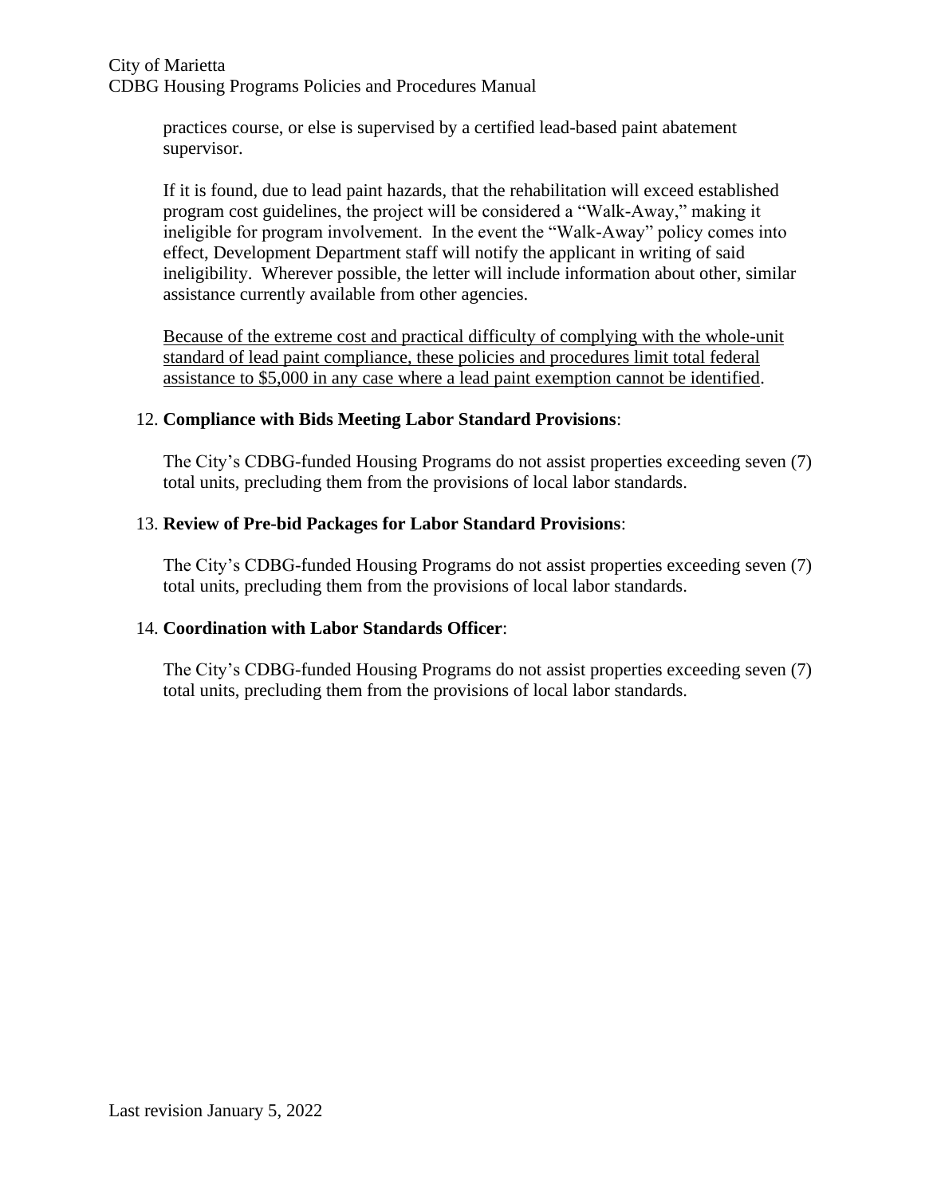practices course, or else is supervised by a certified lead-based paint abatement supervisor.

If it is found, due to lead paint hazards, that the rehabilitation will exceed established program cost guidelines, the project will be considered a "Walk-Away," making it ineligible for program involvement. In the event the "Walk-Away" policy comes into effect, Development Department staff will notify the applicant in writing of said ineligibility. Wherever possible, the letter will include information about other, similar assistance currently available from other agencies.

<u>Because of the extreme cost and practical difficulty of complying with the whole-unit standard of lead paint compliance, these policies and procedures limit total federal assistance to $5,000 in any case where a lead paint exemption cannot be identified</u>.

12. **Compliance with Bids Meeting Labor Standard Provisions**:

    The City's CDBG-funded Housing Programs do not assist properties exceeding seven (7) total units, precluding them from the provisions of local labor standards.

13. **Review of Pre-bid Packages for Labor Standard Provisions**:

    The City's CDBG-funded Housing Programs do not assist properties exceeding seven (7) total units, precluding them from the provisions of local labor standards.

14. **Coordination with Labor Standards Officer**:

    The City's CDBG-funded Housing Programs do not assist properties exceeding seven (7) total units, precluding them from the provisions of local labor standards.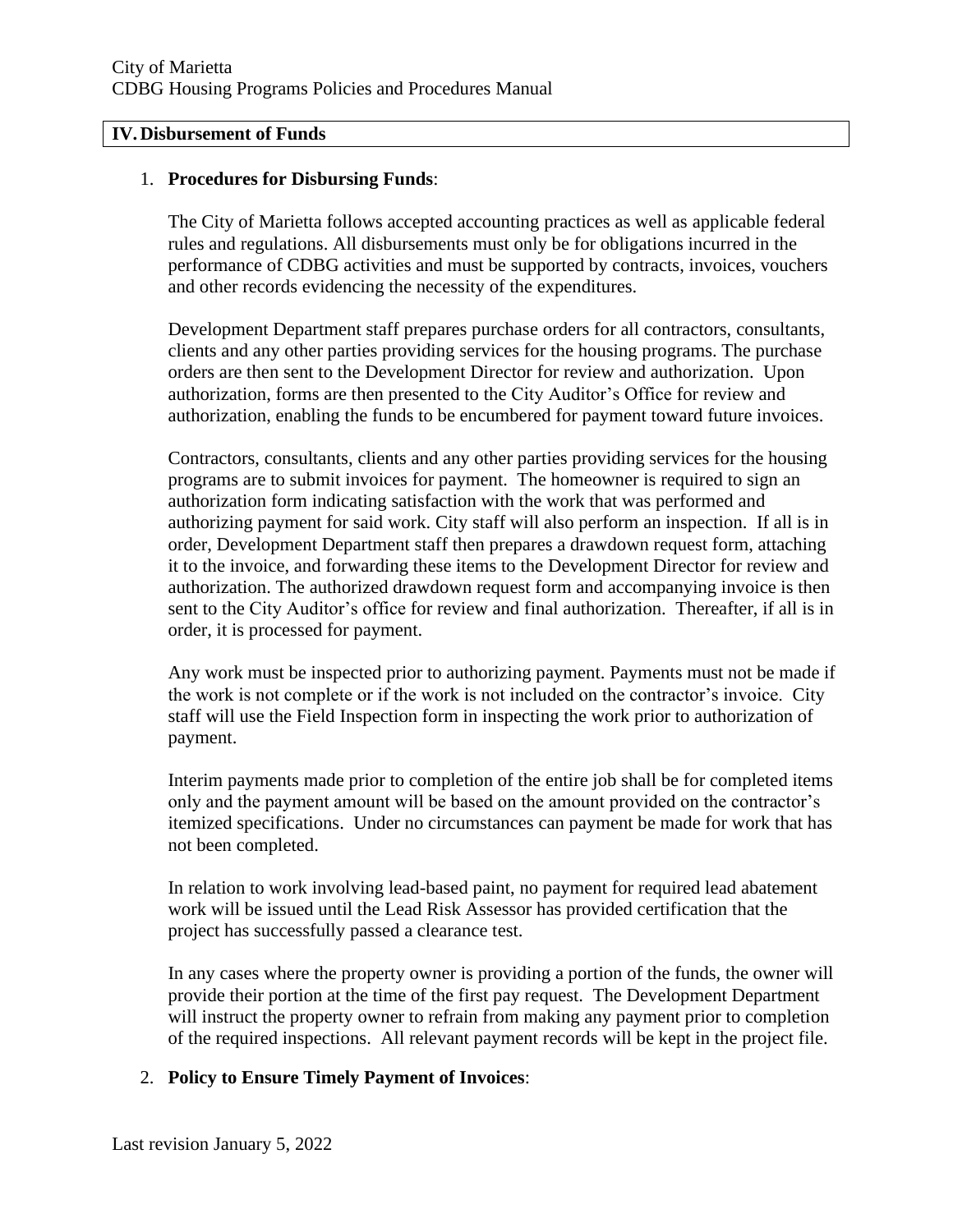## IV. Disbursement of Funds

1. **Procedures for Disbursing Funds**:

   The City of Marietta follows accepted accounting practices as well as applicable federal rules and regulations. All disbursements must only be for obligations incurred in the performance of CDBG activities and must be supported by contracts, invoices, vouchers and other records evidencing the necessity of the expenditures.

   Development Department staff prepares purchase orders for all contractors, consultants, clients and any other parties providing services for the housing programs. The purchase orders are then sent to the Development Director for review and authorization. Upon authorization, forms are then presented to the City Auditor's Office for review and authorization, enabling the funds to be encumbered for payment toward future invoices.

   Contractors, consultants, clients and any other parties providing services for the housing programs are to submit invoices for payment. The homeowner is required to sign an authorization form indicating satisfaction with the work that was performed and authorizing payment for said work. City staff will also perform an inspection. If all is in order, Development Department staff then prepares a drawdown request form, attaching it to the invoice, and forwarding these items to the Development Director for review and authorization. The authorized drawdown request form and accompanying invoice is then sent to the City Auditor's office for review and final authorization. Thereafter, if all is in order, it is processed for payment.

   Any work must be inspected prior to authorizing payment. Payments must not be made if the work is not complete or if the work is not included on the contractor's invoice. City staff will use the Field Inspection form in inspecting the work prior to authorization of payment.

   Interim payments made prior to completion of the entire job shall be for completed items only and the payment amount will be based on the amount provided on the contractor's itemized specifications. Under no circumstances can payment be made for work that has not been completed.

   In relation to work involving lead-based paint, no payment for required lead abatement work will be issued until the Lead Risk Assessor has provided certification that the project has successfully passed a clearance test.

   In any cases where the property owner is providing a portion of the funds, the owner will provide their portion at the time of the first pay request. The Development Department will instruct the property owner to refrain from making any payment prior to completion of the required inspections. All relevant payment records will be kept in the project file.

2. **Policy to Ensure Timely Payment of Invoices**: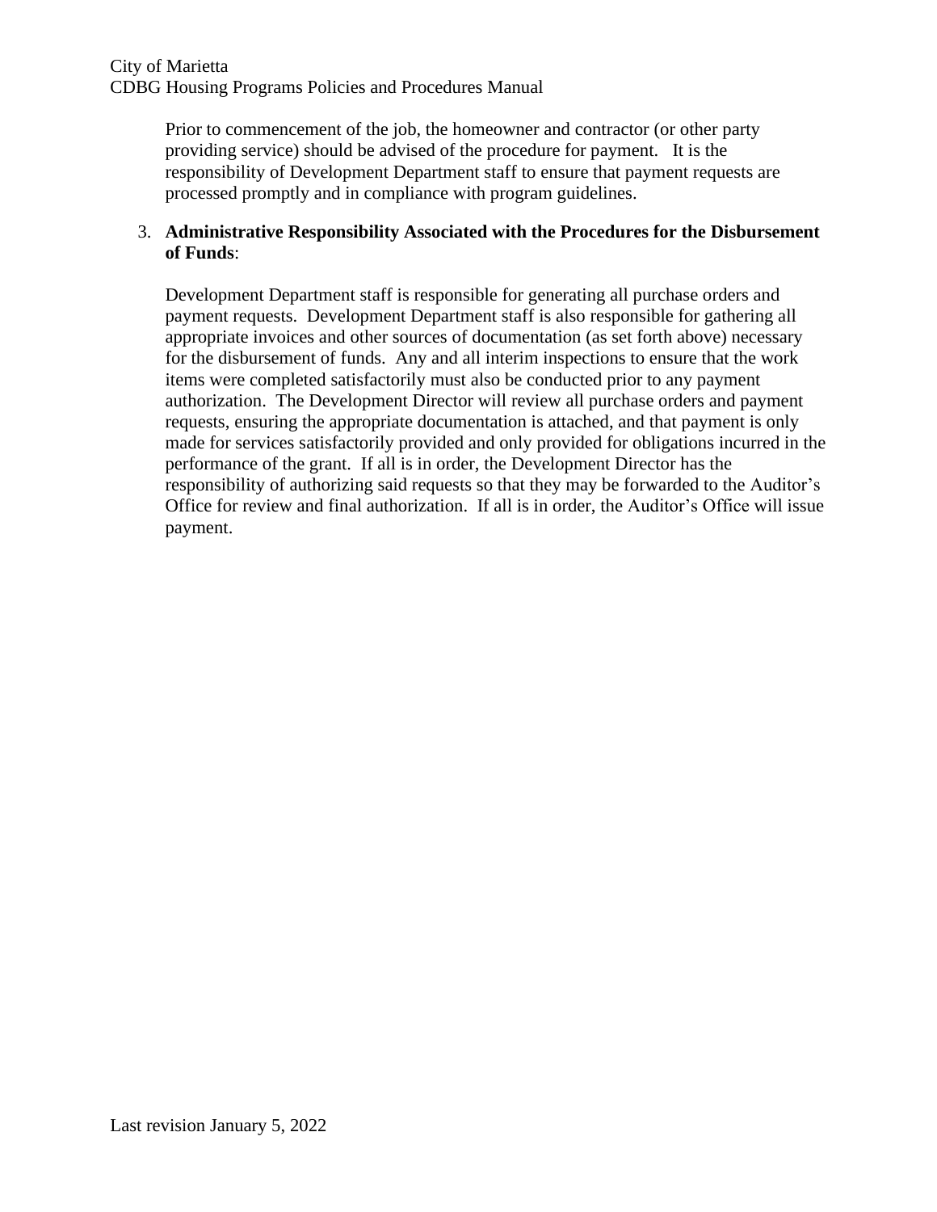Prior to commencement of the job, the homeowner and contractor (or other party providing service) should be advised of the procedure for payment. It is the responsibility of Development Department staff to ensure that payment requests are processed promptly and in compliance with program guidelines.

3. **Administrative Responsibility Associated with the Procedures for the Disbursement of Funds**:

   Development Department staff is responsible for generating all purchase orders and payment requests. Development Department staff is also responsible for gathering all appropriate invoices and other sources of documentation (as set forth above) necessary for the disbursement of funds. Any and all interim inspections to ensure that the work items were completed satisfactorily must also be conducted prior to any payment authorization. The Development Director will review all purchase orders and payment requests, ensuring the appropriate documentation is attached, and that payment is only made for services satisfactorily provided and only provided for obligations incurred in the performance of the grant. If all is in order, the Development Director has the responsibility of authorizing said requests so that they may be forwarded to the Auditor's Office for review and final authorization. If all is in order, the Auditor's Office will issue payment.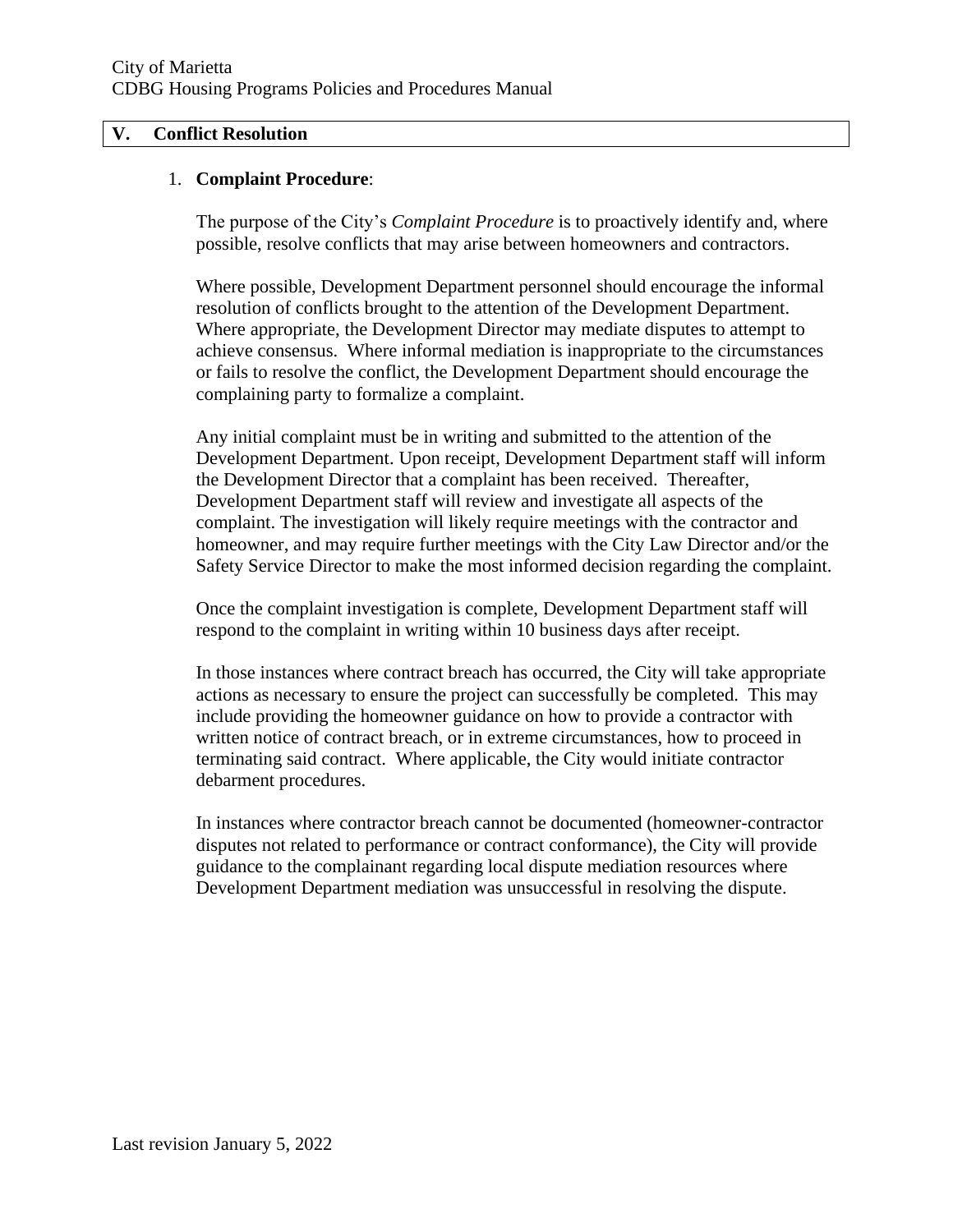## V. Conflict Resolution

1. **Complaint Procedure**:

   The purpose of the City's *Complaint Procedure* is to proactively identify and, where possible, resolve conflicts that may arise between homeowners and contractors.

   Where possible, Development Department personnel should encourage the informal resolution of conflicts brought to the attention of the Development Department. Where appropriate, the Development Director may mediate disputes to attempt to achieve consensus. Where informal mediation is inappropriate to the circumstances or fails to resolve the conflict, the Development Department should encourage the complaining party to formalize a complaint.

   Any initial complaint must be in writing and submitted to the attention of the Development Department. Upon receipt, Development Department staff will inform the Development Director that a complaint has been received. Thereafter, Development Department staff will review and investigate all aspects of the complaint. The investigation will likely require meetings with the contractor and homeowner, and may require further meetings with the City Law Director and/or the Safety Service Director to make the most informed decision regarding the complaint.

   Once the complaint investigation is complete, Development Department staff will respond to the complaint in writing within 10 business days after receipt.

   In those instances where contract breach has occurred, the City will take appropriate actions as necessary to ensure the project can successfully be completed. This may include providing the homeowner guidance on how to provide a contractor with written notice of contract breach, or in extreme circumstances, how to proceed in terminating said contract. Where applicable, the City would initiate contractor debarment procedures.

   In instances where contractor breach cannot be documented (homeowner-contractor disputes not related to performance or contract conformance), the City will provide guidance to the complainant regarding local dispute mediation resources where Development Department mediation was unsuccessful in resolving the dispute.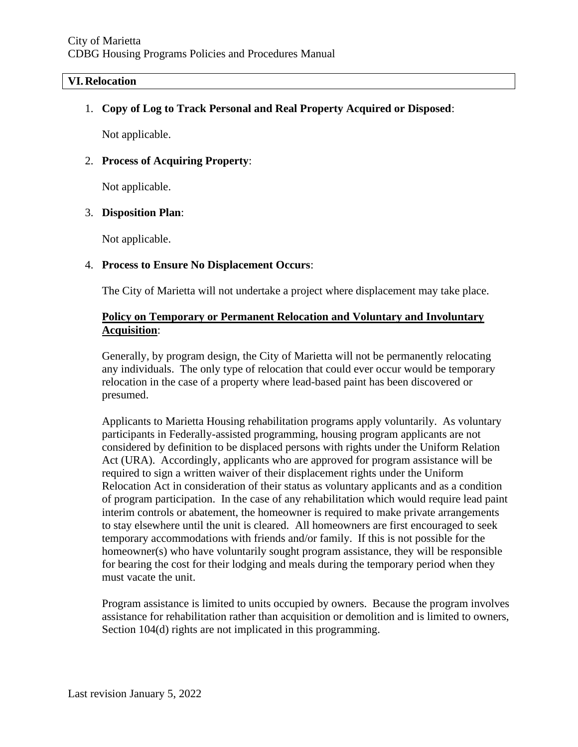## VI. Relocation

1. **Copy of Log to Track Personal and Real Property Acquired or Disposed**:

   Not applicable.

2. **Process of Acquiring Property**:

   Not applicable.

3. **Disposition Plan**:

   Not applicable.

4. **Process to Ensure No Displacement Occurs**:

   The City of Marietta will not undertake a project where displacement may take place.

   **<u>Policy on Temporary or Permanent Relocation and Voluntary and Involuntary Acquisition</u>**:

   Generally, by program design, the City of Marietta will not be permanently relocating any individuals. The only type of relocation that could ever occur would be temporary relocation in the case of a property where lead-based paint has been discovered or presumed.

   Applicants to Marietta Housing rehabilitation programs apply voluntarily. As voluntary participants in Federally-assisted programming, housing program applicants are not considered by definition to be displaced persons with rights under the Uniform Relation Act (URA). Accordingly, applicants who are approved for program assistance will be required to sign a written waiver of their displacement rights under the Uniform Relocation Act in consideration of their status as voluntary applicants and as a condition of program participation. In the case of any rehabilitation which would require lead paint interim controls or abatement, the homeowner is required to make private arrangements to stay elsewhere until the unit is cleared. All homeowners are first encouraged to seek temporary accommodations with friends and/or family. If this is not possible for the homeowner(s) who have voluntarily sought program assistance, they will be responsible for bearing the cost for their lodging and meals during the temporary period when they must vacate the unit.

   Program assistance is limited to units occupied by owners. Because the program involves assistance for rehabilitation rather than acquisition or demolition and is limited to owners, Section 104(d) rights are not implicated in this programming.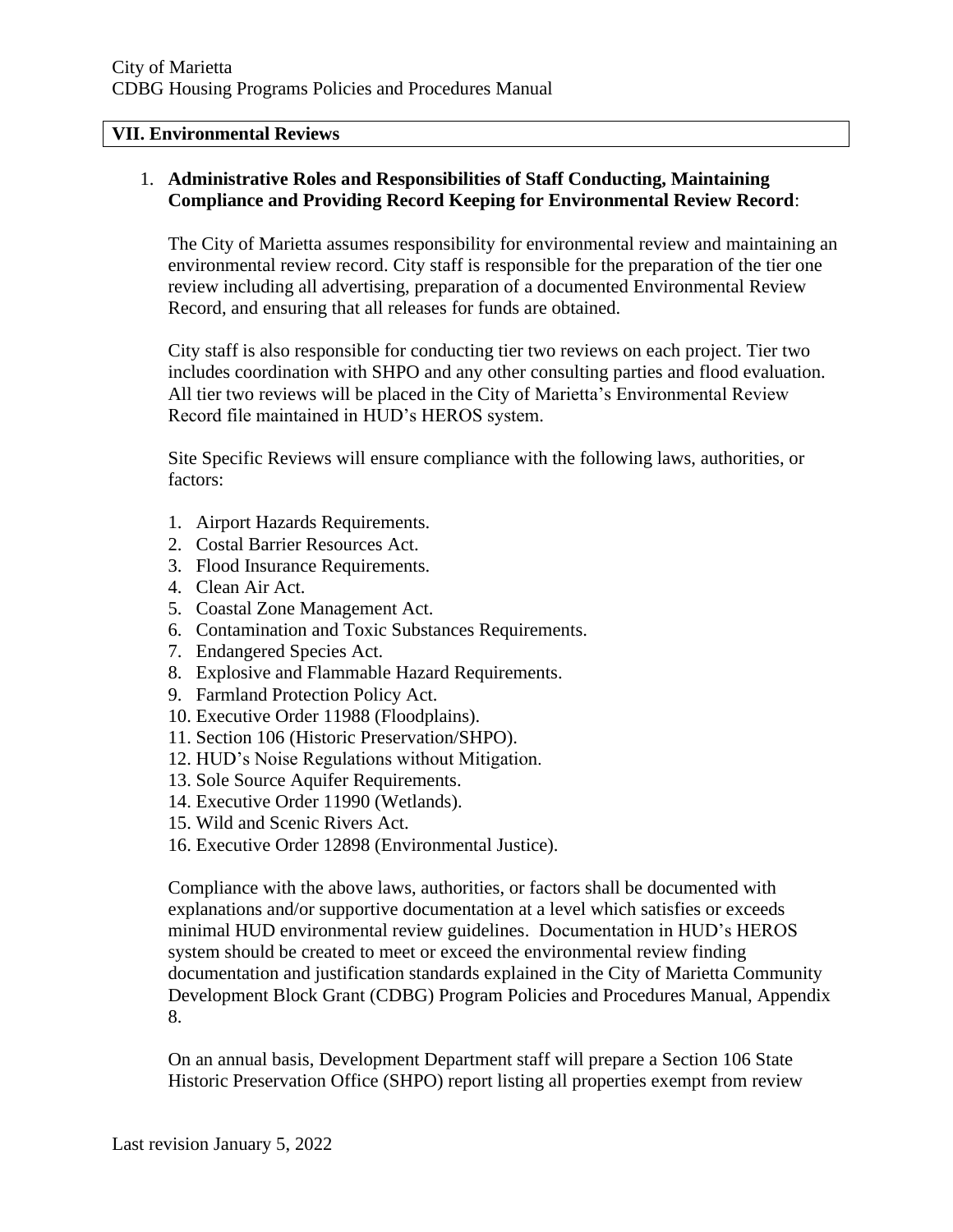## VII. Environmental Reviews

1. **Administrative Roles and Responsibilities of Staff Conducting, Maintaining Compliance and Providing Record Keeping for Environmental Review Record**:

   The City of Marietta assumes responsibility for environmental review and maintaining an environmental review record. City staff is responsible for the preparation of the tier one review including all advertising, preparation of a documented Environmental Review Record, and ensuring that all releases for funds are obtained.

   City staff is also responsible for conducting tier two reviews on each project. Tier two includes coordination with SHPO and any other consulting parties and flood evaluation. All tier two reviews will be placed in the City of Marietta's Environmental Review Record file maintained in HUD's HEROS system.

   Site Specific Reviews will ensure compliance with the following laws, authorities, or factors:

   1. Airport Hazards Requirements.
   2. Costal Barrier Resources Act.
   3. Flood Insurance Requirements.
   4. Clean Air Act.
   5. Coastal Zone Management Act.
   6. Contamination and Toxic Substances Requirements.
   7. Endangered Species Act.
   8. Explosive and Flammable Hazard Requirements.
   9. Farmland Protection Policy Act.
   10. Executive Order 11988 (Floodplains).
   11. Section 106 (Historic Preservation/SHPO).
   12. HUD's Noise Regulations without Mitigation.
   13. Sole Source Aquifer Requirements.
   14. Executive Order 11990 (Wetlands).
   15. Wild and Scenic Rivers Act.
   16. Executive Order 12898 (Environmental Justice).

   Compliance with the above laws, authorities, or factors shall be documented with explanations and/or supportive documentation at a level which satisfies or exceeds minimal HUD environmental review guidelines. Documentation in HUD's HEROS system should be created to meet or exceed the environmental review finding documentation and justification standards explained in the City of Marietta Community Development Block Grant (CDBG) Program Policies and Procedures Manual, Appendix 8.

   On an annual basis, Development Department staff will prepare a Section 106 State Historic Preservation Office (SHPO) report listing all properties exempt from review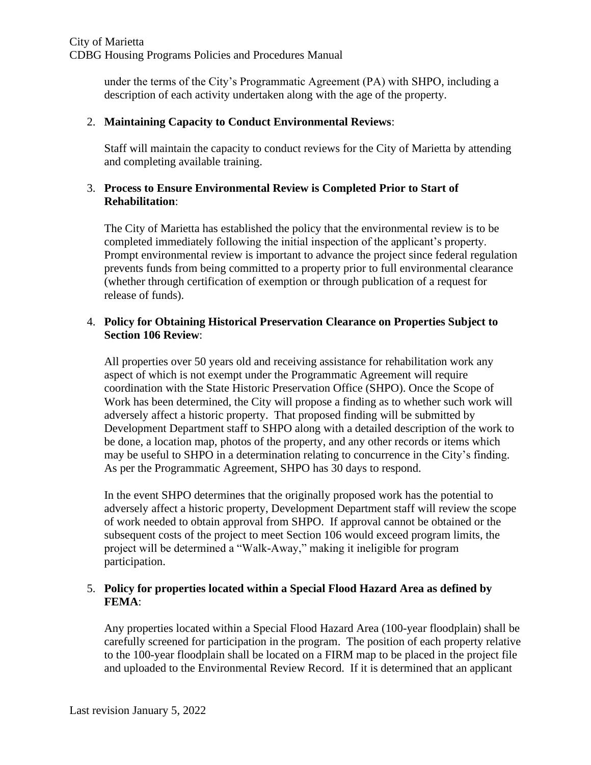under the terms of the City's Programmatic Agreement (PA) with SHPO, including a description of each activity undertaken along with the age of the property.

2. **Maintaining Capacity to Conduct Environmental Reviews**:

   Staff will maintain the capacity to conduct reviews for the City of Marietta by attending and completing available training.

3. **Process to Ensure Environmental Review is Completed Prior to Start of Rehabilitation**:

   The City of Marietta has established the policy that the environmental review is to be completed immediately following the initial inspection of the applicant's property. Prompt environmental review is important to advance the project since federal regulation prevents funds from being committed to a property prior to full environmental clearance (whether through certification of exemption or through publication of a request for release of funds).

4. **Policy for Obtaining Historical Preservation Clearance on Properties Subject to Section 106 Review**:

   All properties over 50 years old and receiving assistance for rehabilitation work any aspect of which is not exempt under the Programmatic Agreement will require coordination with the State Historic Preservation Office (SHPO). Once the Scope of Work has been determined, the City will propose a finding as to whether such work will adversely affect a historic property. That proposed finding will be submitted by Development Department staff to SHPO along with a detailed description of the work to be done, a location map, photos of the property, and any other records or items which may be useful to SHPO in a determination relating to concurrence in the City's finding. As per the Programmatic Agreement, SHPO has 30 days to respond.

   In the event SHPO determines that the originally proposed work has the potential to adversely affect a historic property, Development Department staff will review the scope of work needed to obtain approval from SHPO. If approval cannot be obtained or the subsequent costs of the project to meet Section 106 would exceed program limits, the project will be determined a "Walk-Away," making it ineligible for program participation.

5. **Policy for properties located within a Special Flood Hazard Area as defined by FEMA**:

   Any properties located within a Special Flood Hazard Area (100-year floodplain) shall be carefully screened for participation in the program. The position of each property relative to the 100-year floodplain shall be located on a FIRM map to be placed in the project file and uploaded to the Environmental Review Record. If it is determined that an applicant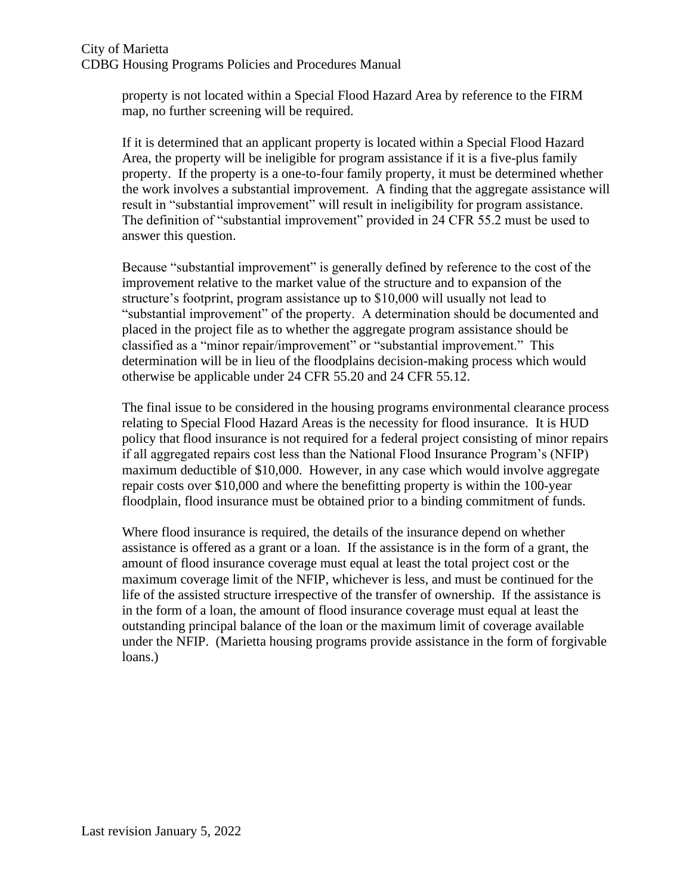property is not located within a Special Flood Hazard Area by reference to the FIRM map, no further screening will be required.

If it is determined that an applicant property is located within a Special Flood Hazard Area, the property will be ineligible for program assistance if it is a five-plus family property. If the property is a one-to-four family property, it must be determined whether the work involves a substantial improvement. A finding that the aggregate assistance will result in "substantial improvement" will result in ineligibility for program assistance. The definition of "substantial improvement" provided in 24 CFR 55.2 must be used to answer this question.

Because "substantial improvement" is generally defined by reference to the cost of the improvement relative to the market value of the structure and to expansion of the structure's footprint, program assistance up to $10,000 will usually not lead to "substantial improvement" of the property. A determination should be documented and placed in the project file as to whether the aggregate program assistance should be classified as a "minor repair/improvement" or "substantial improvement." This determination will be in lieu of the floodplains decision-making process which would otherwise be applicable under 24 CFR 55.20 and 24 CFR 55.12.

The final issue to be considered in the housing programs environmental clearance process relating to Special Flood Hazard Areas is the necessity for flood insurance. It is HUD policy that flood insurance is not required for a federal project consisting of minor repairs if all aggregated repairs cost less than the National Flood Insurance Program's (NFIP) maximum deductible of $10,000. However, in any case which would involve aggregate repair costs over $10,000 and where the benefitting property is within the 100-year floodplain, flood insurance must be obtained prior to a binding commitment of funds.

Where flood insurance is required, the details of the insurance depend on whether assistance is offered as a grant or a loan. If the assistance is in the form of a grant, the amount of flood insurance coverage must equal at least the total project cost or the maximum coverage limit of the NFIP, whichever is less, and must be continued for the life of the assisted structure irrespective of the transfer of ownership. If the assistance is in the form of a loan, the amount of flood insurance coverage must equal at least the outstanding principal balance of the loan or the maximum limit of coverage available under the NFIP. (Marietta housing programs provide assistance in the form of forgivable loans.)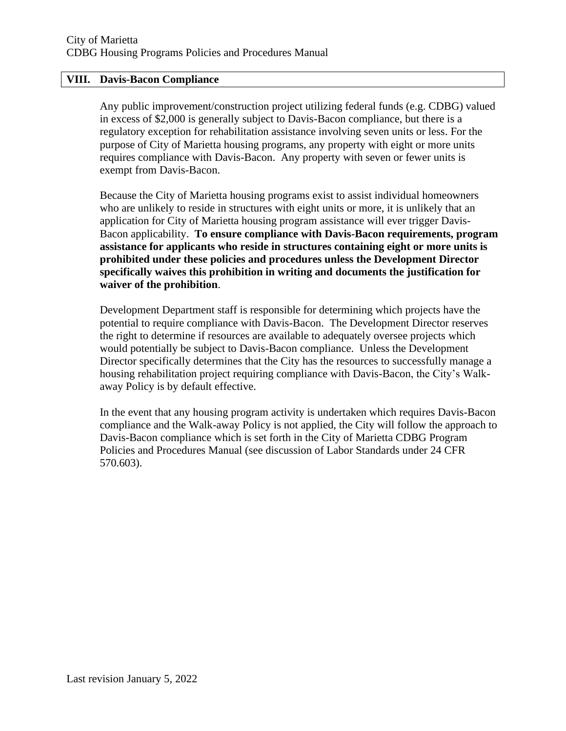## VIII. Davis-Bacon Compliance

Any public improvement/construction project utilizing federal funds (e.g. CDBG) valued in excess of $2,000 is generally subject to Davis-Bacon compliance, but there is a regulatory exception for rehabilitation assistance involving seven units or less. For the purpose of City of Marietta housing programs, any property with eight or more units requires compliance with Davis-Bacon. Any property with seven or fewer units is exempt from Davis-Bacon.

Because the City of Marietta housing programs exist to assist individual homeowners who are unlikely to reside in structures with eight units or more, it is unlikely that an application for City of Marietta housing program assistance will ever trigger Davis-Bacon applicability. **To ensure compliance with Davis-Bacon requirements, program assistance for applicants who reside in structures containing eight or more units is prohibited under these policies and procedures unless the Development Director specifically waives this prohibition in writing and documents the justification for waiver of the prohibition**.

Development Department staff is responsible for determining which projects have the potential to require compliance with Davis-Bacon. The Development Director reserves the right to determine if resources are available to adequately oversee projects which would potentially be subject to Davis-Bacon compliance. Unless the Development Director specifically determines that the City has the resources to successfully manage a housing rehabilitation project requiring compliance with Davis-Bacon, the City's Walk-away Policy is by default effective.

In the event that any housing program activity is undertaken which requires Davis-Bacon compliance and the Walk-away Policy is not applied, the City will follow the approach to Davis-Bacon compliance which is set forth in the City of Marietta CDBG Program Policies and Procedures Manual (see discussion of Labor Standards under 24 CFR 570.603).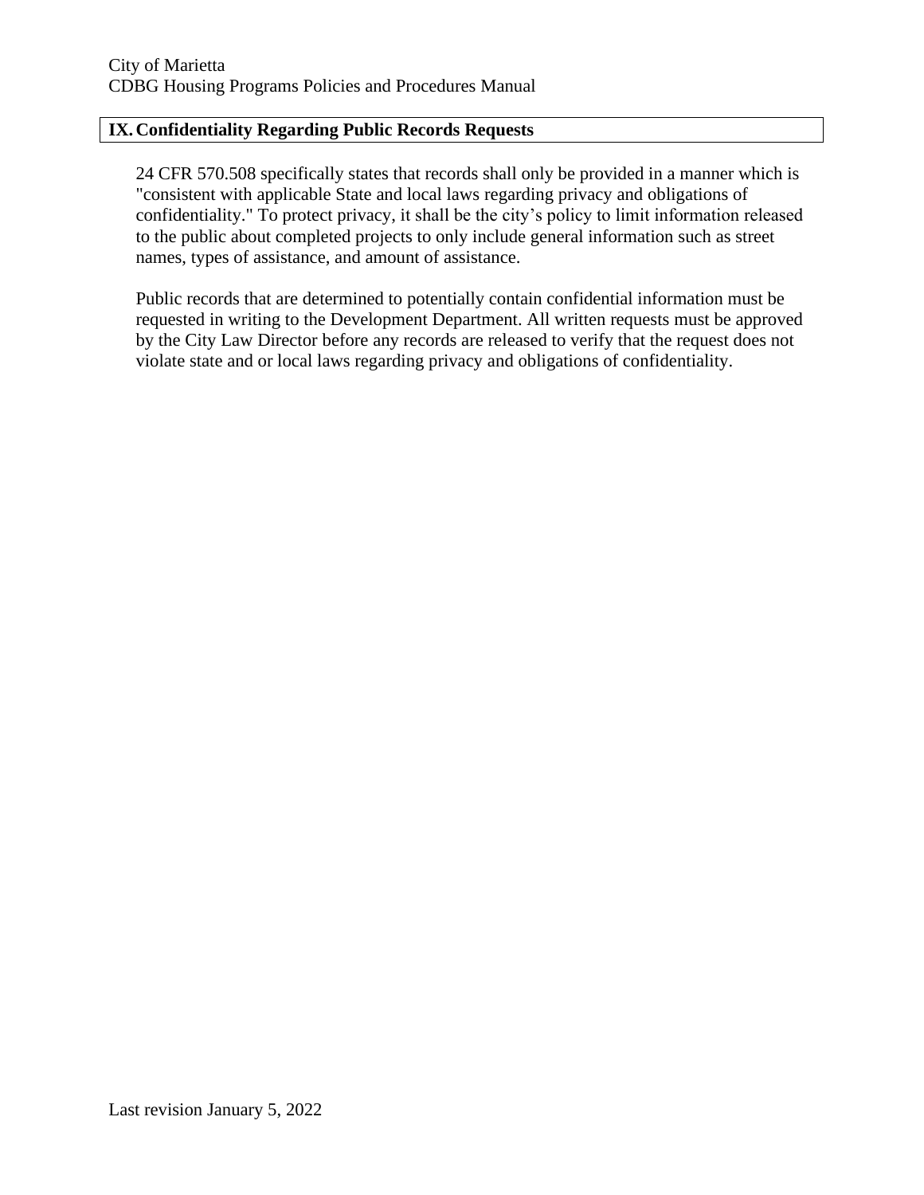## IX. Confidentiality Regarding Public Records Requests

24 CFR 570.508 specifically states that records shall only be provided in a manner which is "consistent with applicable State and local laws regarding privacy and obligations of confidentiality." To protect privacy, it shall be the city's policy to limit information released to the public about completed projects to only include general information such as street names, types of assistance, and amount of assistance.

Public records that are determined to potentially contain confidential information must be requested in writing to the Development Department. All written requests must be approved by the City Law Director before any records are released to verify that the request does not violate state and or local laws regarding privacy and obligations of confidentiality.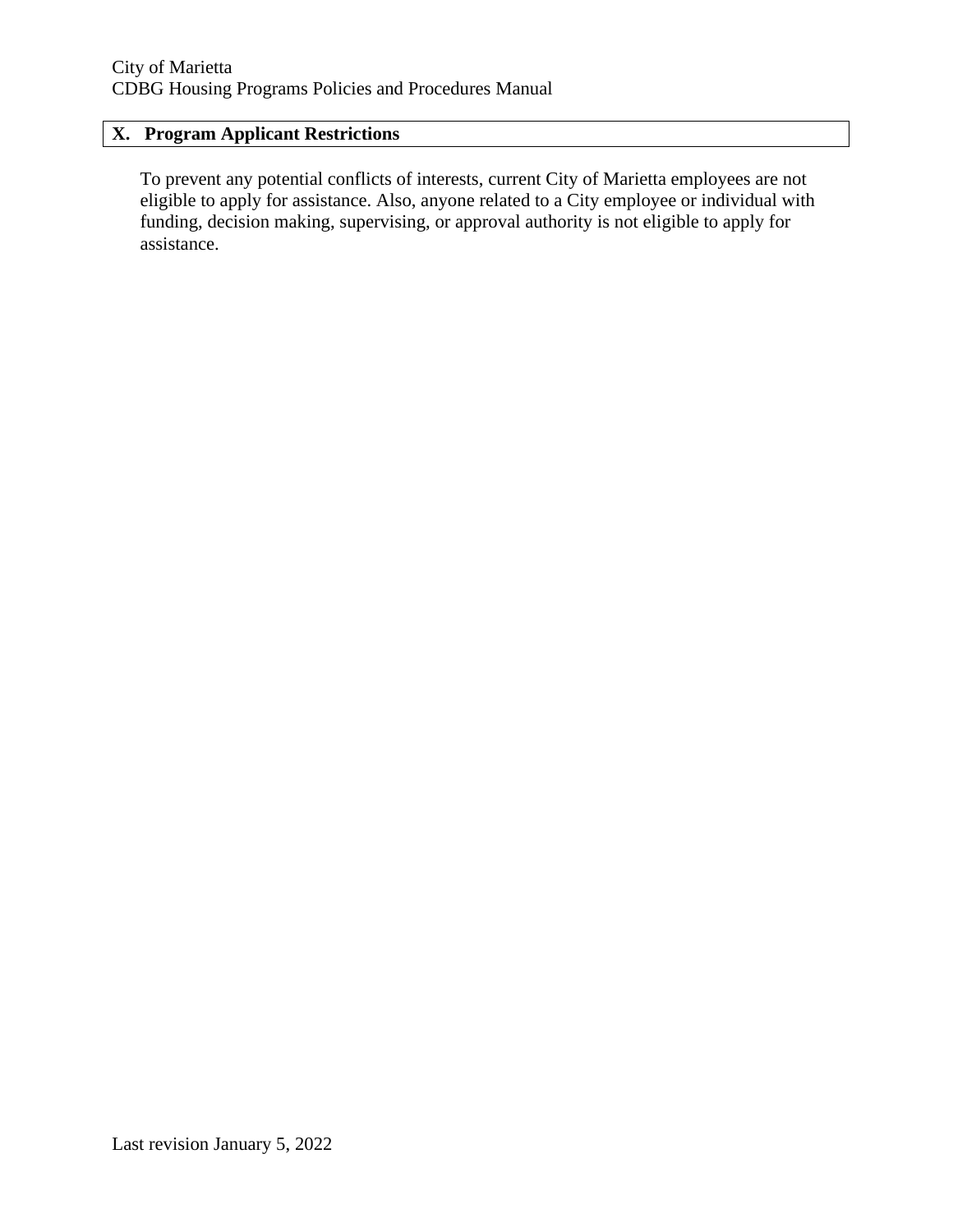## X. Program Applicant Restrictions

To prevent any potential conflicts of interests, current City of Marietta employees are not eligible to apply for assistance. Also, anyone related to a City employee or individual with funding, decision making, supervising, or approval authority is not eligible to apply for assistance.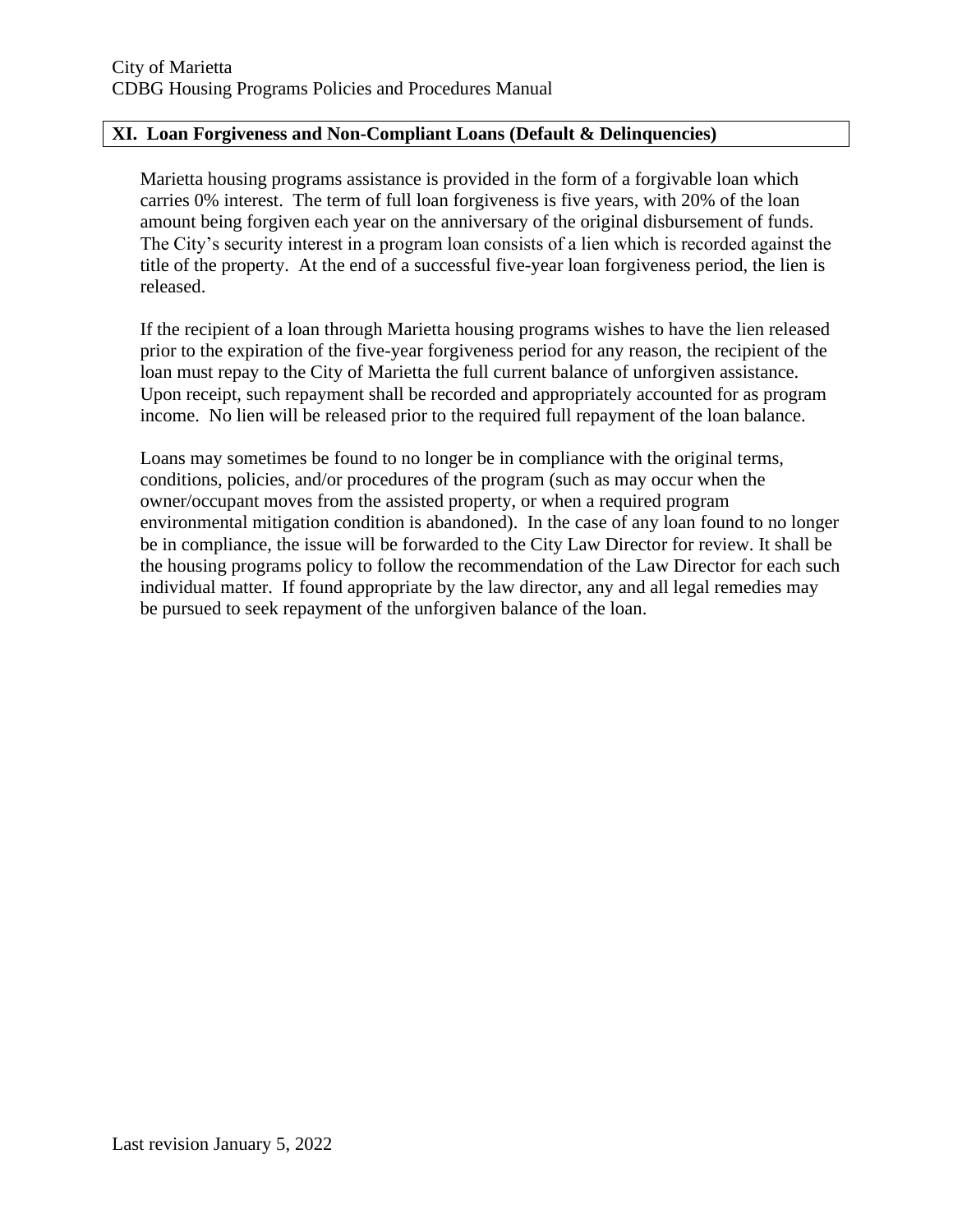## XI. Loan Forgiveness and Non-Compliant Loans (Default & Delinquencies)

Marietta housing programs assistance is provided in the form of a forgivable loan which carries 0% interest. The term of full loan forgiveness is five years, with 20% of the loan amount being forgiven each year on the anniversary of the original disbursement of funds. The City's security interest in a program loan consists of a lien which is recorded against the title of the property. At the end of a successful five-year loan forgiveness period, the lien is released.

If the recipient of a loan through Marietta housing programs wishes to have the lien released prior to the expiration of the five-year forgiveness period for any reason, the recipient of the loan must repay to the City of Marietta the full current balance of unforgiven assistance. Upon receipt, such repayment shall be recorded and appropriately accounted for as program income. No lien will be released prior to the required full repayment of the loan balance.

Loans may sometimes be found to no longer be in compliance with the original terms, conditions, policies, and/or procedures of the program (such as may occur when the owner/occupant moves from the assisted property, or when a required program environmental mitigation condition is abandoned). In the case of any loan found to no longer be in compliance, the issue will be forwarded to the City Law Director for review. It shall be the housing programs policy to follow the recommendation of the Law Director for each such individual matter. If found appropriate by the law director, any and all legal remedies may be pursued to seek repayment of the unforgiven balance of the loan.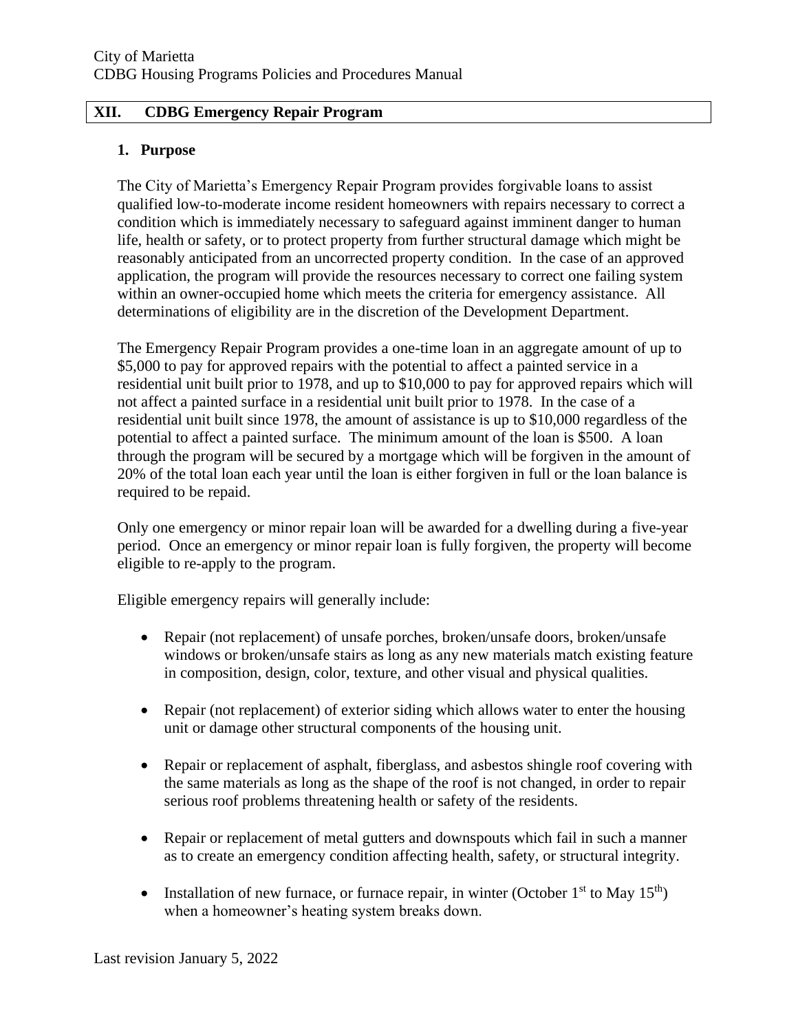## XII. CDBG Emergency Repair Program

### 1. Purpose

The City of Marietta's Emergency Repair Program provides forgivable loans to assist qualified low-to-moderate income resident homeowners with repairs necessary to correct a condition which is immediately necessary to safeguard against imminent danger to human life, health or safety, or to protect property from further structural damage which might be reasonably anticipated from an uncorrected property condition. In the case of an approved application, the program will provide the resources necessary to correct one failing system within an owner-occupied home which meets the criteria for emergency assistance. All determinations of eligibility are in the discretion of the Development Department.

The Emergency Repair Program provides a one-time loan in an aggregate amount of up to $5,000 to pay for approved repairs with the potential to affect a painted service in a residential unit built prior to 1978, and up to $10,000 to pay for approved repairs which will not affect a painted surface in a residential unit built prior to 1978. In the case of a residential unit built since 1978, the amount of assistance is up to $10,000 regardless of the potential to affect a painted surface. The minimum amount of the loan is $500. A loan through the program will be secured by a mortgage which will be forgiven in the amount of 20% of the total loan each year until the loan is either forgiven in full or the loan balance is required to be repaid.

Only one emergency or minor repair loan will be awarded for a dwelling during a five-year period. Once an emergency or minor repair loan is fully forgiven, the property will become eligible to re-apply to the program.

Eligible emergency repairs will generally include:

- Repair (not replacement) of unsafe porches, broken/unsafe doors, broken/unsafe windows or broken/unsafe stairs as long as any new materials match existing feature in composition, design, color, texture, and other visual and physical qualities.
- Repair (not replacement) of exterior siding which allows water to enter the housing unit or damage other structural components of the housing unit.
- Repair or replacement of asphalt, fiberglass, and asbestos shingle roof covering with the same materials as long as the shape of the roof is not changed, in order to repair serious roof problems threatening health or safety of the residents.
- Repair or replacement of metal gutters and downspouts which fail in such a manner as to create an emergency condition affecting health, safety, or structural integrity.
- Installation of new furnace, or furnace repair, in winter (October 1st to May 15th) when a homeowner's heating system breaks down.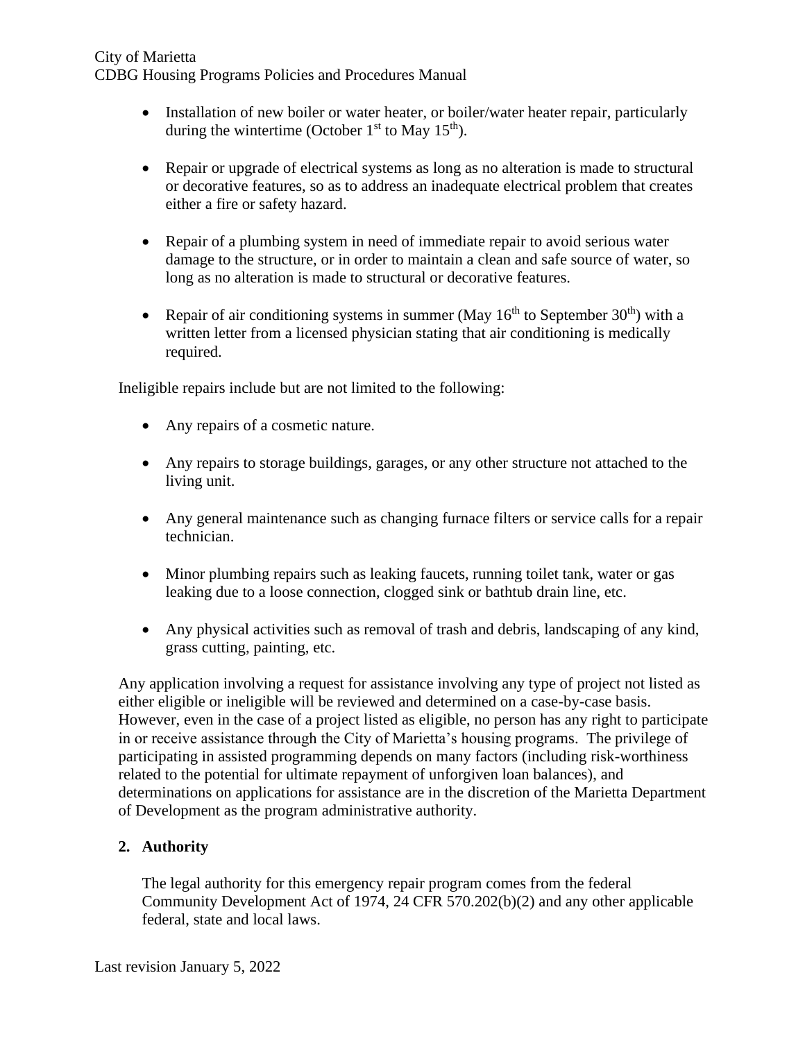- Installation of new boiler or water heater, or boiler/water heater repair, particularly during the wintertime (October 1st to May 15th).

- Repair or upgrade of electrical systems as long as no alteration is made to structural or decorative features, so as to address an inadequate electrical problem that creates either a fire or safety hazard.

- Repair of a plumbing system in need of immediate repair to avoid serious water damage to the structure, or in order to maintain a clean and safe source of water, so long as no alteration is made to structural or decorative features.

- Repair of air conditioning systems in summer (May 16th to September 30th) with a written letter from a licensed physician stating that air conditioning is medically required.

Ineligible repairs include but are not limited to the following:

- Any repairs of a cosmetic nature.

- Any repairs to storage buildings, garages, or any other structure not attached to the living unit.

- Any general maintenance such as changing furnace filters or service calls for a repair technician.

- Minor plumbing repairs such as leaking faucets, running toilet tank, water or gas leaking due to a loose connection, clogged sink or bathtub drain line, etc.

- Any physical activities such as removal of trash and debris, landscaping of any kind, grass cutting, painting, etc.

Any application involving a request for assistance involving any type of project not listed as either eligible or ineligible will be reviewed and determined on a case-by-case basis. However, even in the case of a project listed as eligible, no person has any right to participate in or receive assistance through the City of Marietta's housing programs. The privilege of participating in assisted programming depends on many factors (including risk-worthiness related to the potential for ultimate repayment of unforgiven loan balances), and determinations on applications for assistance are in the discretion of the Marietta Department of Development as the program administrative authority.

**2. Authority**

The legal authority for this emergency repair program comes from the federal Community Development Act of 1974, 24 CFR 570.202(b)(2) and any other applicable federal, state and local laws.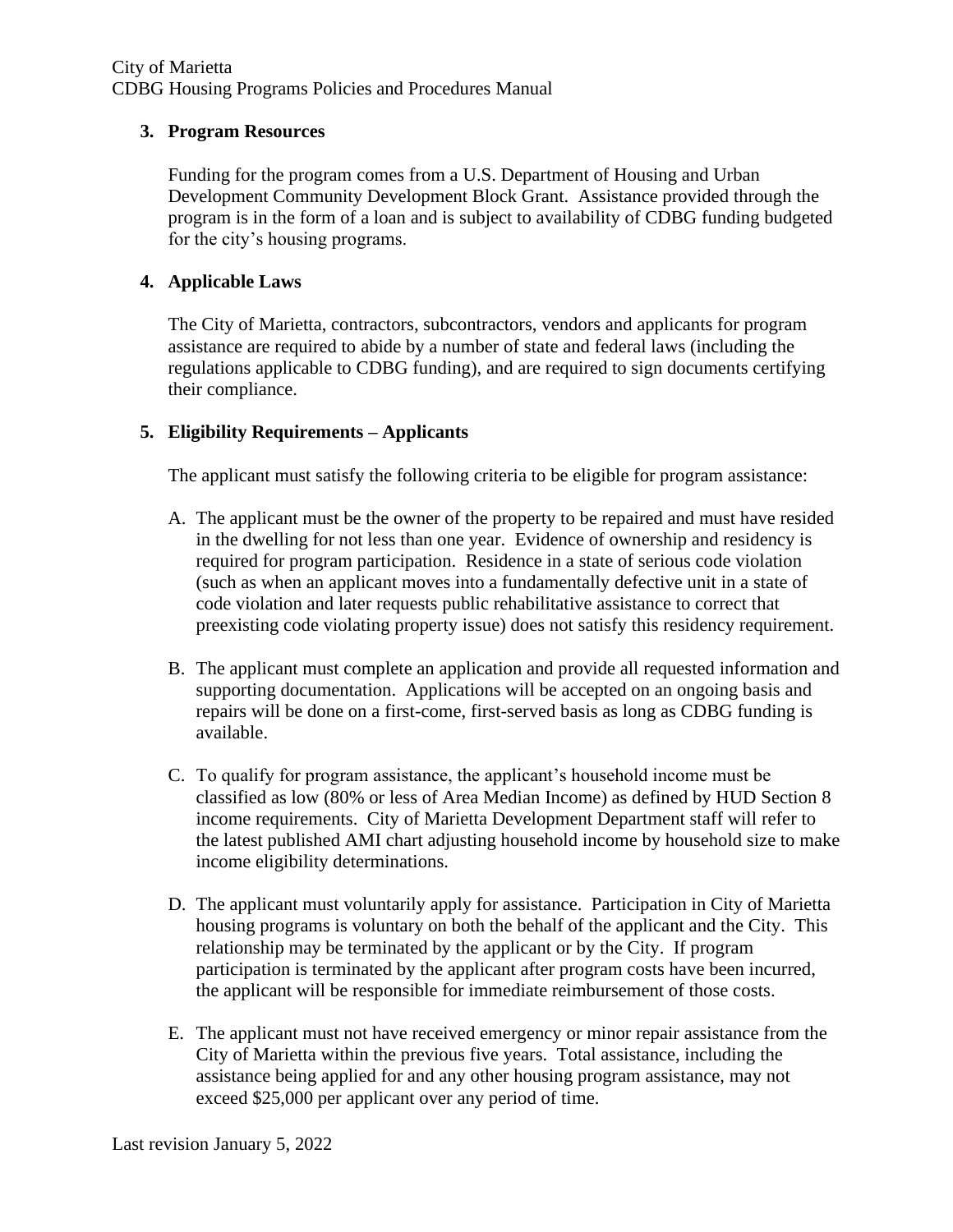### 3. Program Resources

Funding for the program comes from a U.S. Department of Housing and Urban Development Community Development Block Grant. Assistance provided through the program is in the form of a loan and is subject to availability of CDBG funding budgeted for the city's housing programs.

### 4. Applicable Laws

The City of Marietta, contractors, subcontractors, vendors and applicants for program assistance are required to abide by a number of state and federal laws (including the regulations applicable to CDBG funding), and are required to sign documents certifying their compliance.

### 5. Eligibility Requirements – Applicants

The applicant must satisfy the following criteria to be eligible for program assistance:

A. The applicant must be the owner of the property to be repaired and must have resided in the dwelling for not less than one year. Evidence of ownership and residency is required for program participation. Residence in a state of serious code violation (such as when an applicant moves into a fundamentally defective unit in a state of code violation and later requests public rehabilitative assistance to correct that preexisting code violating property issue) does not satisfy this residency requirement.

B. The applicant must complete an application and provide all requested information and supporting documentation. Applications will be accepted on an ongoing basis and repairs will be done on a first-come, first-served basis as long as CDBG funding is available.

C. To qualify for program assistance, the applicant's household income must be classified as low (80% or less of Area Median Income) as defined by HUD Section 8 income requirements. City of Marietta Development Department staff will refer to the latest published AMI chart adjusting household income by household size to make income eligibility determinations.

D. The applicant must voluntarily apply for assistance. Participation in City of Marietta housing programs is voluntary on both the behalf of the applicant and the City. This relationship may be terminated by the applicant or by the City. If program participation is terminated by the applicant after program costs have been incurred, the applicant will be responsible for immediate reimbursement of those costs.

E. The applicant must not have received emergency or minor repair assistance from the City of Marietta within the previous five years. Total assistance, including the assistance being applied for and any other housing program assistance, may not exceed $25,000 per applicant over any period of time.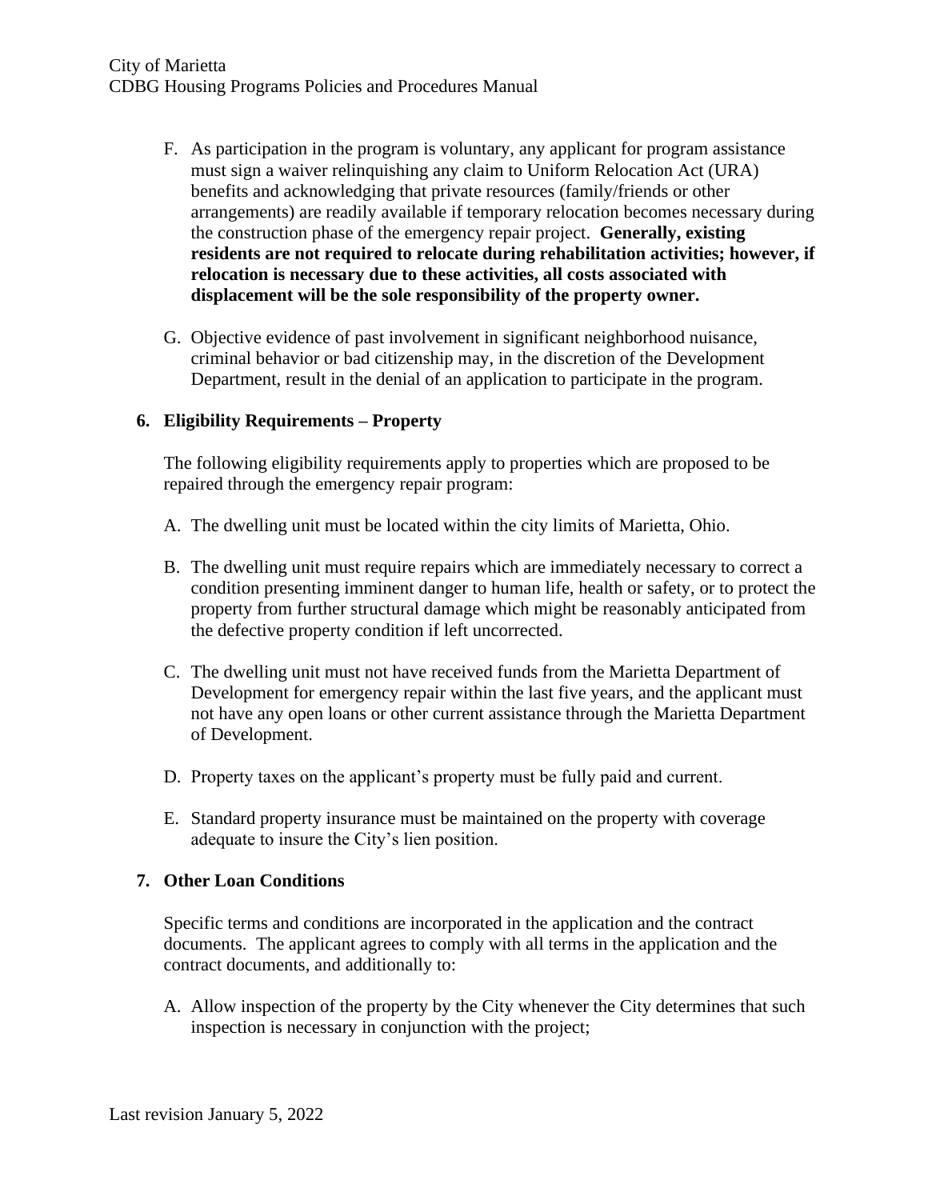F. As participation in the program is voluntary, any applicant for program assistance must sign a waiver relinquishing any claim to Uniform Relocation Act (URA) benefits and acknowledging that private resources (family/friends or other arrangements) are readily available if temporary relocation becomes necessary during the construction phase of the emergency repair project. **Generally, existing residents are not required to relocate during rehabilitation activities; however, if relocation is necessary due to these activities, all costs associated with displacement will be the sole responsibility of the property owner.**

G. Objective evidence of past involvement in significant neighborhood nuisance, criminal behavior or bad citizenship may, in the discretion of the Development Department, result in the denial of an application to participate in the program.

**6. Eligibility Requirements – Property**

The following eligibility requirements apply to properties which are proposed to be repaired through the emergency repair program:

A. The dwelling unit must be located within the city limits of Marietta, Ohio.

B. The dwelling unit must require repairs which are immediately necessary to correct a condition presenting imminent danger to human life, health or safety, or to protect the property from further structural damage which might be reasonably anticipated from the defective property condition if left uncorrected.

C. The dwelling unit must not have received funds from the Marietta Department of Development for emergency repair within the last five years, and the applicant must not have any open loans or other current assistance through the Marietta Department of Development.

D. Property taxes on the applicant's property must be fully paid and current.

E. Standard property insurance must be maintained on the property with coverage adequate to insure the City's lien position.

**7. Other Loan Conditions**

Specific terms and conditions are incorporated in the application and the contract documents. The applicant agrees to comply with all terms in the application and the contract documents, and additionally to:

A. Allow inspection of the property by the City whenever the City determines that such inspection is necessary in conjunction with the project;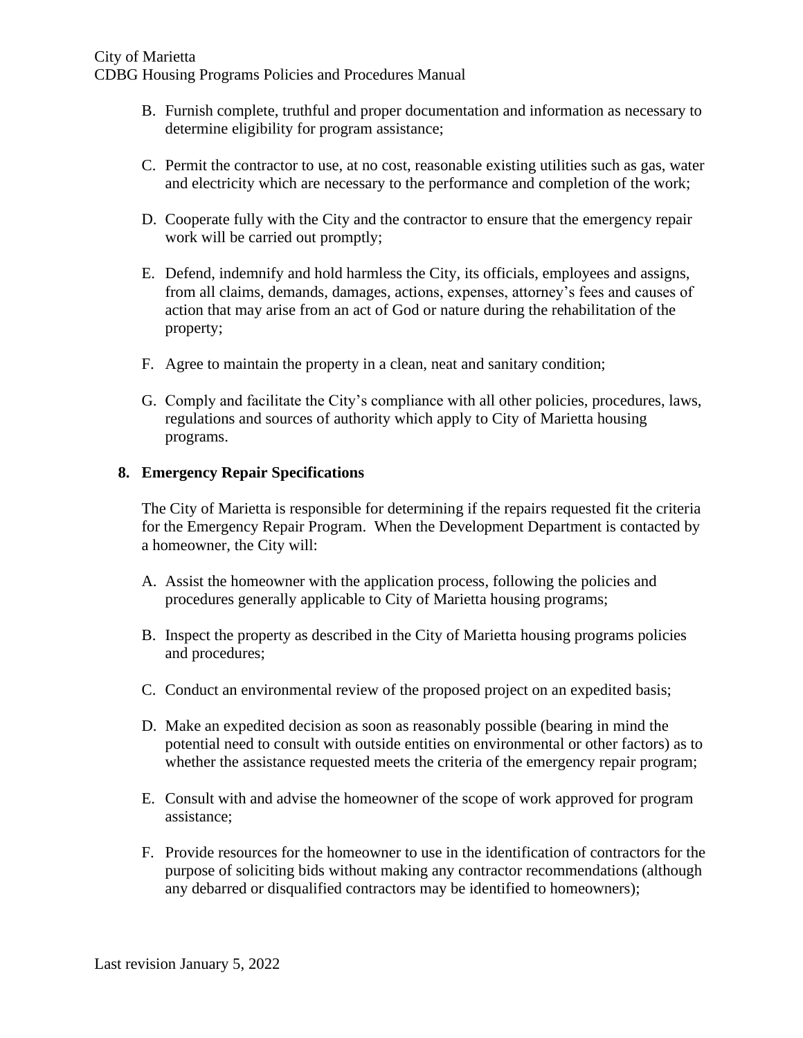B. Furnish complete, truthful and proper documentation and information as necessary to determine eligibility for program assistance;

C. Permit the contractor to use, at no cost, reasonable existing utilities such as gas, water and electricity which are necessary to the performance and completion of the work;

D. Cooperate fully with the City and the contractor to ensure that the emergency repair work will be carried out promptly;

E. Defend, indemnify and hold harmless the City, its officials, employees and assigns, from all claims, demands, damages, actions, expenses, attorney's fees and causes of action that may arise from an act of God or nature during the rehabilitation of the property;

F. Agree to maintain the property in a clean, neat and sanitary condition;

G. Comply and facilitate the City's compliance with all other policies, procedures, laws, regulations and sources of authority which apply to City of Marietta housing programs.

**8. Emergency Repair Specifications**

The City of Marietta is responsible for determining if the repairs requested fit the criteria for the Emergency Repair Program. When the Development Department is contacted by a homeowner, the City will:

A. Assist the homeowner with the application process, following the policies and procedures generally applicable to City of Marietta housing programs;

B. Inspect the property as described in the City of Marietta housing programs policies and procedures;

C. Conduct an environmental review of the proposed project on an expedited basis;

D. Make an expedited decision as soon as reasonably possible (bearing in mind the potential need to consult with outside entities on environmental or other factors) as to whether the assistance requested meets the criteria of the emergency repair program;

E. Consult with and advise the homeowner of the scope of work approved for program assistance;

F. Provide resources for the homeowner to use in the identification of contractors for the purpose of soliciting bids without making any contractor recommendations (although any debarred or disqualified contractors may be identified to homeowners);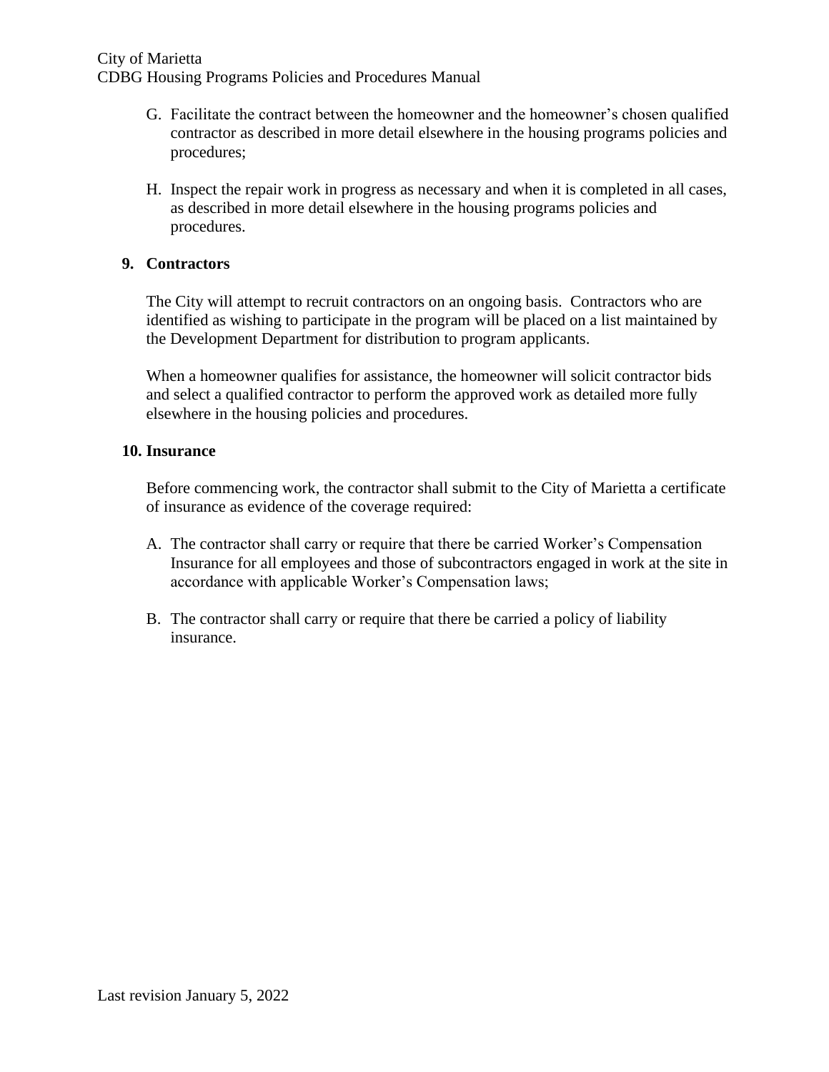G. Facilitate the contract between the homeowner and the homeowner's chosen qualified contractor as described in more detail elsewhere in the housing programs policies and procedures;

H. Inspect the repair work in progress as necessary and when it is completed in all cases, as described in more detail elsewhere in the housing programs policies and procedures.

**9. Contractors**

The City will attempt to recruit contractors on an ongoing basis. Contractors who are identified as wishing to participate in the program will be placed on a list maintained by the Development Department for distribution to program applicants.

When a homeowner qualifies for assistance, the homeowner will solicit contractor bids and select a qualified contractor to perform the approved work as detailed more fully elsewhere in the housing policies and procedures.

**10. Insurance**

Before commencing work, the contractor shall submit to the City of Marietta a certificate of insurance as evidence of the coverage required:

A. The contractor shall carry or require that there be carried Worker's Compensation Insurance for all employees and those of subcontractors engaged in work at the site in accordance with applicable Worker's Compensation laws;

B. The contractor shall carry or require that there be carried a policy of liability insurance.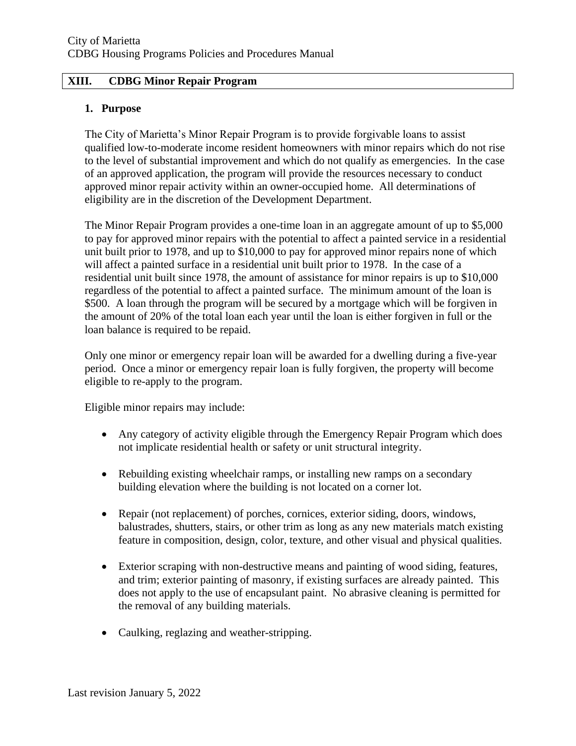## XIII. CDBG Minor Repair Program

### 1. Purpose

The City of Marietta's Minor Repair Program is to provide forgivable loans to assist qualified low-to-moderate income resident homeowners with minor repairs which do not rise to the level of substantial improvement and which do not qualify as emergencies. In the case of an approved application, the program will provide the resources necessary to conduct approved minor repair activity within an owner-occupied home. All determinations of eligibility are in the discretion of the Development Department.

The Minor Repair Program provides a one-time loan in an aggregate amount of up to $5,000 to pay for approved minor repairs with the potential to affect a painted service in a residential unit built prior to 1978, and up to $10,000 to pay for approved minor repairs none of which will affect a painted surface in a residential unit built prior to 1978. In the case of a residential unit built since 1978, the amount of assistance for minor repairs is up to $10,000 regardless of the potential to affect a painted surface. The minimum amount of the loan is $500. A loan through the program will be secured by a mortgage which will be forgiven in the amount of 20% of the total loan each year until the loan is either forgiven in full or the loan balance is required to be repaid.

Only one minor or emergency repair loan will be awarded for a dwelling during a five-year period. Once a minor or emergency repair loan is fully forgiven, the property will become eligible to re-apply to the program.

Eligible minor repairs may include:

- Any category of activity eligible through the Emergency Repair Program which does not implicate residential health or safety or unit structural integrity.
- Rebuilding existing wheelchair ramps, or installing new ramps on a secondary building elevation where the building is not located on a corner lot.
- Repair (not replacement) of porches, cornices, exterior siding, doors, windows, balustrades, shutters, stairs, or other trim as long as any new materials match existing feature in composition, design, color, texture, and other visual and physical qualities.
- Exterior scraping with non-destructive means and painting of wood siding, features, and trim; exterior painting of masonry, if existing surfaces are already painted. This does not apply to the use of encapsulant paint. No abrasive cleaning is permitted for the removal of any building materials.
- Caulking, reglazing and weather-stripping.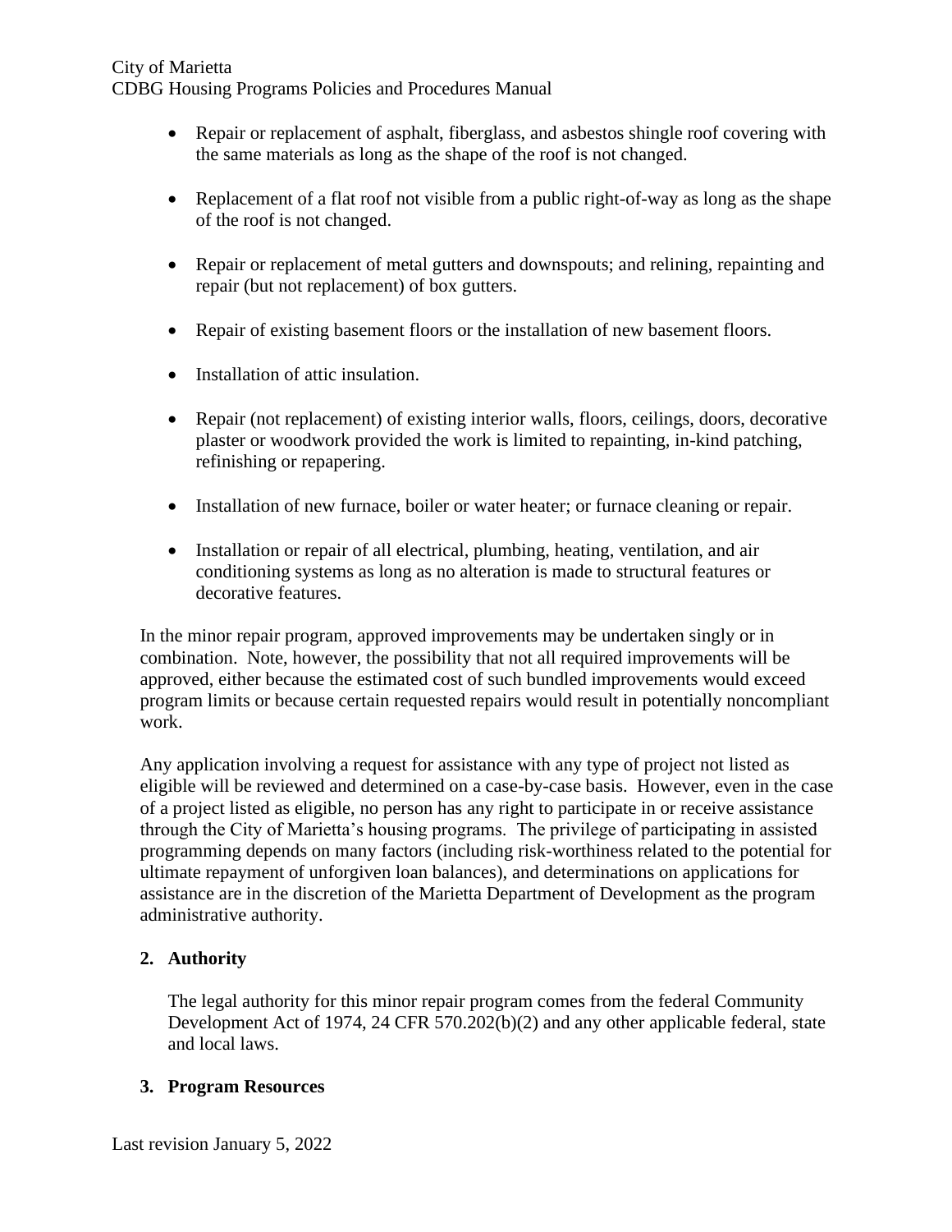- Repair or replacement of asphalt, fiberglass, and asbestos shingle roof covering with the same materials as long as the shape of the roof is not changed.

- Replacement of a flat roof not visible from a public right-of-way as long as the shape of the roof is not changed.

- Repair or replacement of metal gutters and downspouts; and relining, repainting and repair (but not replacement) of box gutters.

- Repair of existing basement floors or the installation of new basement floors.

- Installation of attic insulation.

- Repair (not replacement) of existing interior walls, floors, ceilings, doors, decorative plaster or woodwork provided the work is limited to repainting, in-kind patching, refinishing or repapering.

- Installation of new furnace, boiler or water heater; or furnace cleaning or repair.

- Installation or repair of all electrical, plumbing, heating, ventilation, and air conditioning systems as long as no alteration is made to structural features or decorative features.

In the minor repair program, approved improvements may be undertaken singly or in combination. Note, however, the possibility that not all required improvements will be approved, either because the estimated cost of such bundled improvements would exceed program limits or because certain requested repairs would result in potentially noncompliant work.

Any application involving a request for assistance with any type of project not listed as eligible will be reviewed and determined on a case-by-case basis. However, even in the case of a project listed as eligible, no person has any right to participate in or receive assistance through the City of Marietta's housing programs. The privilege of participating in assisted programming depends on many factors (including risk-worthiness related to the potential for ultimate repayment of unforgiven loan balances), and determinations on applications for assistance are in the discretion of the Marietta Department of Development as the program administrative authority.

**2. Authority**

The legal authority for this minor repair program comes from the federal Community Development Act of 1974, 24 CFR 570.202(b)(2) and any other applicable federal, state and local laws.

**3. Program Resources**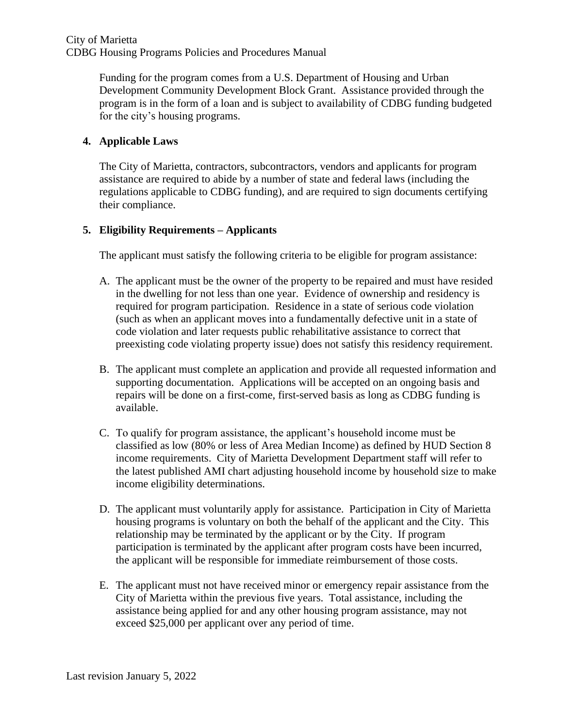Funding for the program comes from a U.S. Department of Housing and Urban Development Community Development Block Grant. Assistance provided through the program is in the form of a loan and is subject to availability of CDBG funding budgeted for the city's housing programs.

**4. Applicable Laws**

The City of Marietta, contractors, subcontractors, vendors and applicants for program assistance are required to abide by a number of state and federal laws (including the regulations applicable to CDBG funding), and are required to sign documents certifying their compliance.

**5. Eligibility Requirements – Applicants**

The applicant must satisfy the following criteria to be eligible for program assistance:

A. The applicant must be the owner of the property to be repaired and must have resided in the dwelling for not less than one year. Evidence of ownership and residency is required for program participation. Residence in a state of serious code violation (such as when an applicant moves into a fundamentally defective unit in a state of code violation and later requests public rehabilitative assistance to correct that preexisting code violating property issue) does not satisfy this residency requirement.

B. The applicant must complete an application and provide all requested information and supporting documentation. Applications will be accepted on an ongoing basis and repairs will be done on a first-come, first-served basis as long as CDBG funding is available.

C. To qualify for program assistance, the applicant's household income must be classified as low (80% or less of Area Median Income) as defined by HUD Section 8 income requirements. City of Marietta Development Department staff will refer to the latest published AMI chart adjusting household income by household size to make income eligibility determinations.

D. The applicant must voluntarily apply for assistance. Participation in City of Marietta housing programs is voluntary on both the behalf of the applicant and the City. This relationship may be terminated by the applicant or by the City. If program participation is terminated by the applicant after program costs have been incurred, the applicant will be responsible for immediate reimbursement of those costs.

E. The applicant must not have received minor or emergency repair assistance from the City of Marietta within the previous five years. Total assistance, including the assistance being applied for and any other housing program assistance, may not exceed $25,000 per applicant over any period of time.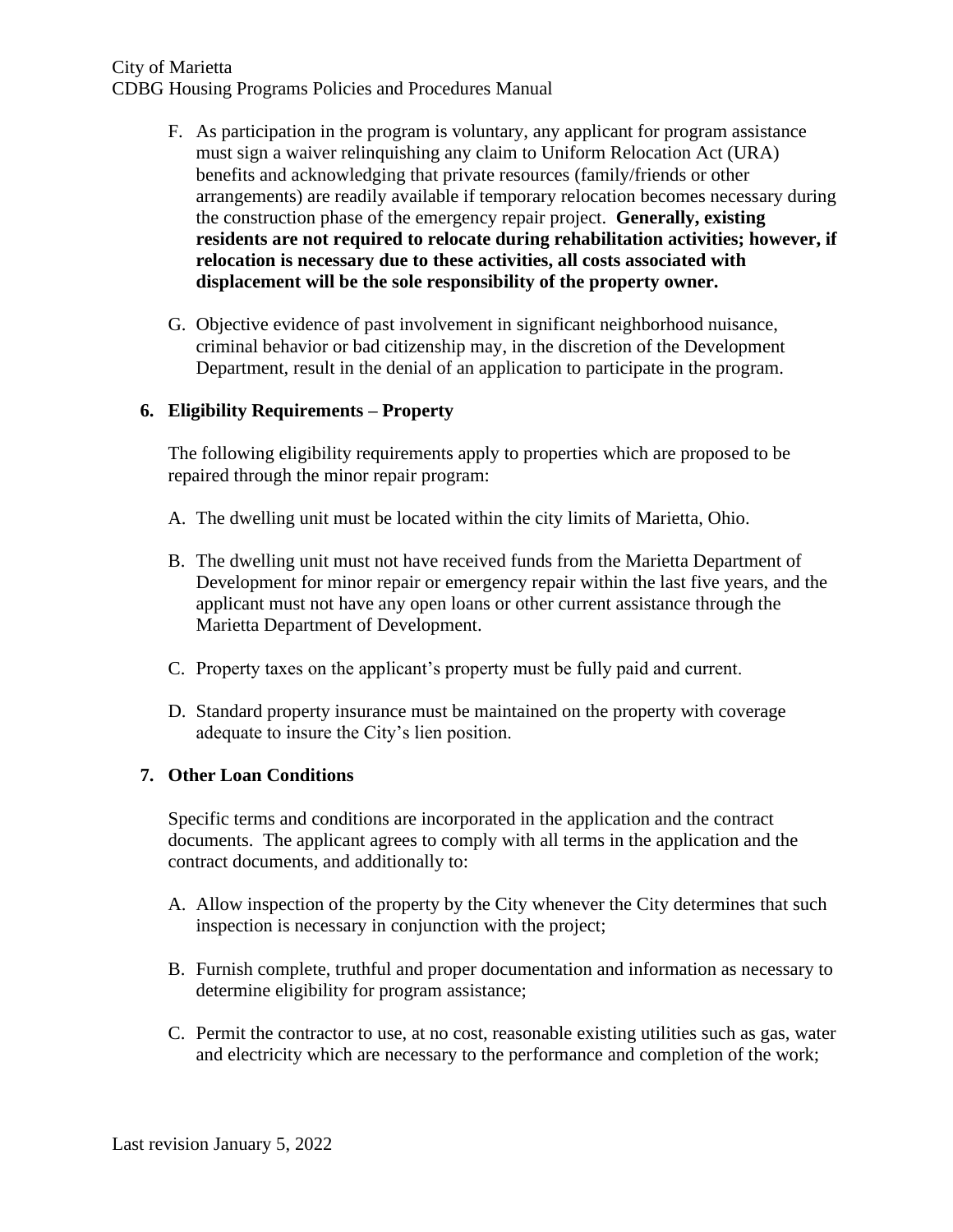F. As participation in the program is voluntary, any applicant for program assistance must sign a waiver relinquishing any claim to Uniform Relocation Act (URA) benefits and acknowledging that private resources (family/friends or other arrangements) are readily available if temporary relocation becomes necessary during the construction phase of the emergency repair project. **Generally, existing residents are not required to relocate during rehabilitation activities; however, if relocation is necessary due to these activities, all costs associated with displacement will be the sole responsibility of the property owner.**

G. Objective evidence of past involvement in significant neighborhood nuisance, criminal behavior or bad citizenship may, in the discretion of the Development Department, result in the denial of an application to participate in the program.

### 6. Eligibility Requirements – Property

The following eligibility requirements apply to properties which are proposed to be repaired through the minor repair program:

A. The dwelling unit must be located within the city limits of Marietta, Ohio.

B. The dwelling unit must not have received funds from the Marietta Department of Development for minor repair or emergency repair within the last five years, and the applicant must not have any open loans or other current assistance through the Marietta Department of Development.

C. Property taxes on the applicant's property must be fully paid and current.

D. Standard property insurance must be maintained on the property with coverage adequate to insure the City's lien position.

### 7. Other Loan Conditions

Specific terms and conditions are incorporated in the application and the contract documents. The applicant agrees to comply with all terms in the application and the contract documents, and additionally to:

A. Allow inspection of the property by the City whenever the City determines that such inspection is necessary in conjunction with the project;

B. Furnish complete, truthful and proper documentation and information as necessary to determine eligibility for program assistance;

C. Permit the contractor to use, at no cost, reasonable existing utilities such as gas, water and electricity which are necessary to the performance and completion of the work;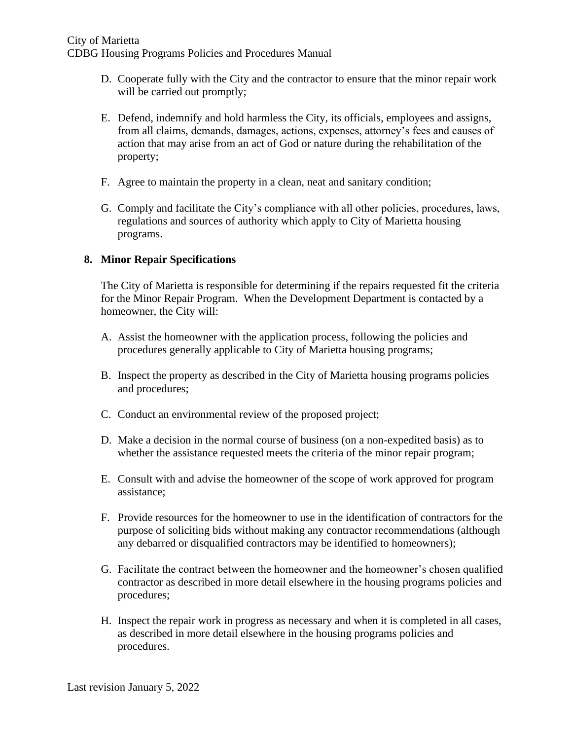D. Cooperate fully with the City and the contractor to ensure that the minor repair work will be carried out promptly;

E. Defend, indemnify and hold harmless the City, its officials, employees and assigns, from all claims, demands, damages, actions, expenses, attorney's fees and causes of action that may arise from an act of God or nature during the rehabilitation of the property;

F. Agree to maintain the property in a clean, neat and sanitary condition;

G. Comply and facilitate the City's compliance with all other policies, procedures, laws, regulations and sources of authority which apply to City of Marietta housing programs.

## 8. Minor Repair Specifications

The City of Marietta is responsible for determining if the repairs requested fit the criteria for the Minor Repair Program. When the Development Department is contacted by a homeowner, the City will:

A. Assist the homeowner with the application process, following the policies and procedures generally applicable to City of Marietta housing programs;

B. Inspect the property as described in the City of Marietta housing programs policies and procedures;

C. Conduct an environmental review of the proposed project;

D. Make a decision in the normal course of business (on a non-expedited basis) as to whether the assistance requested meets the criteria of the minor repair program;

E. Consult with and advise the homeowner of the scope of work approved for program assistance;

F. Provide resources for the homeowner to use in the identification of contractors for the purpose of soliciting bids without making any contractor recommendations (although any debarred or disqualified contractors may be identified to homeowners);

G. Facilitate the contract between the homeowner and the homeowner's chosen qualified contractor as described in more detail elsewhere in the housing programs policies and procedures;

H. Inspect the repair work in progress as necessary and when it is completed in all cases, as described in more detail elsewhere in the housing programs policies and procedures.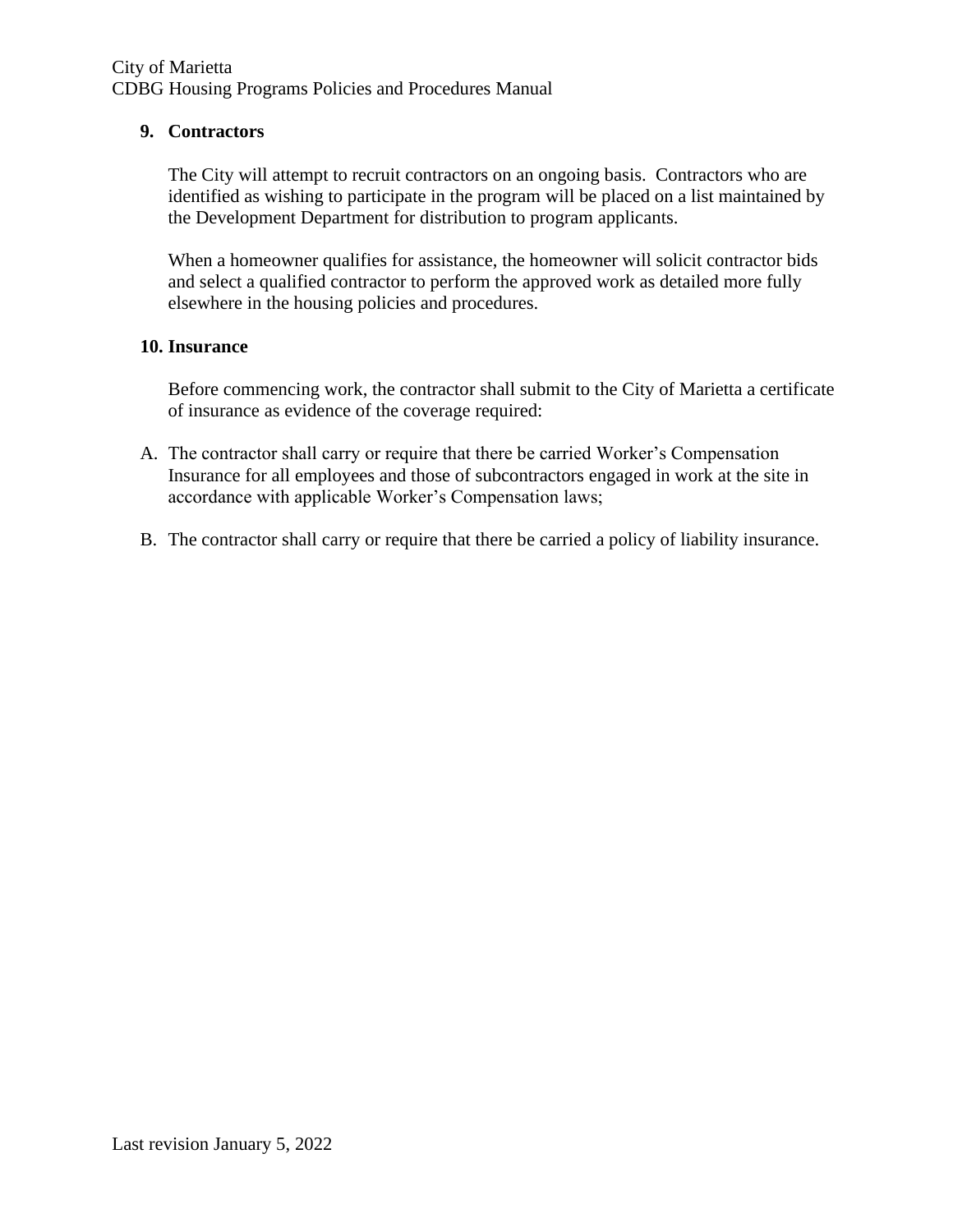## 9. Contractors

The City will attempt to recruit contractors on an ongoing basis. Contractors who are identified as wishing to participate in the program will be placed on a list maintained by the Development Department for distribution to program applicants.

When a homeowner qualifies for assistance, the homeowner will solicit contractor bids and select a qualified contractor to perform the approved work as detailed more fully elsewhere in the housing policies and procedures.

## 10. Insurance

Before commencing work, the contractor shall submit to the City of Marietta a certificate of insurance as evidence of the coverage required:

A. The contractor shall carry or require that there be carried Worker's Compensation Insurance for all employees and those of subcontractors engaged in work at the site in accordance with applicable Worker's Compensation laws;

B. The contractor shall carry or require that there be carried a policy of liability insurance.